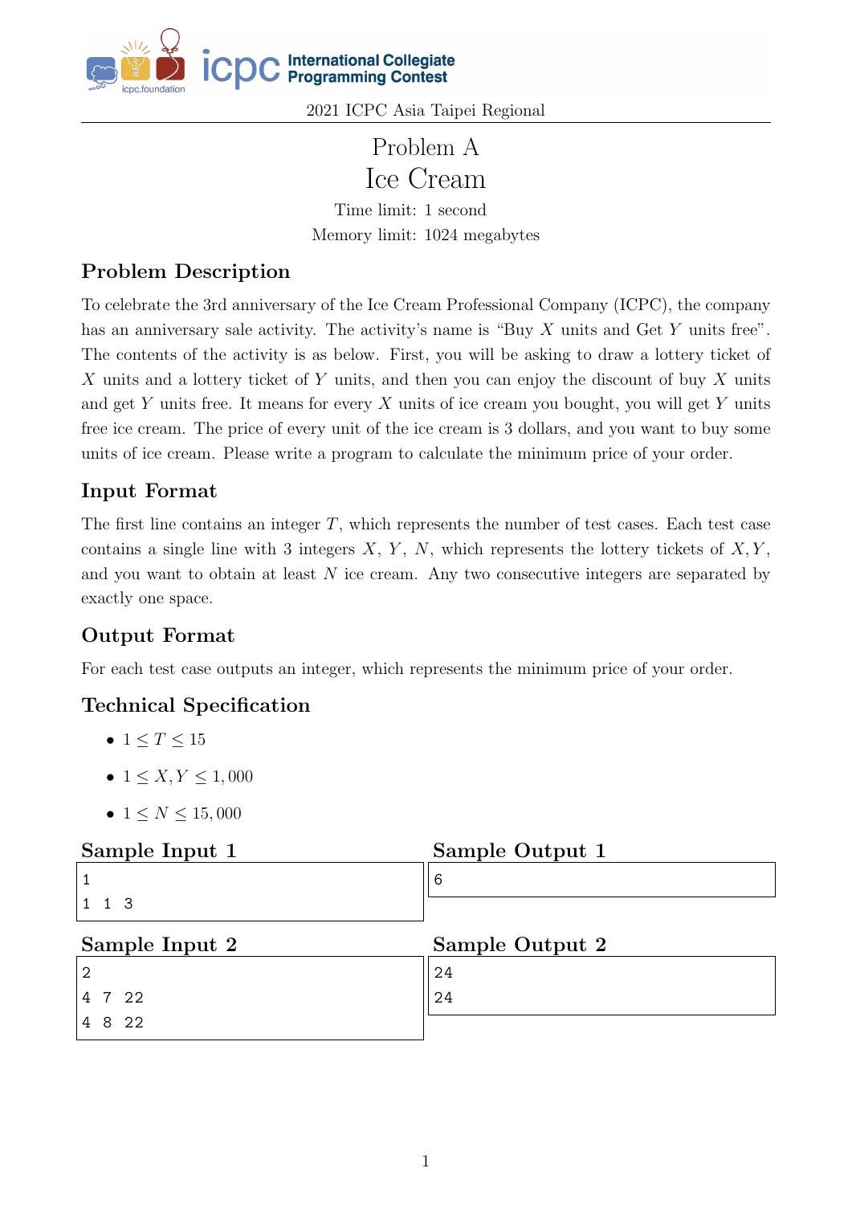2021 ICPC Asia Taipei Regional

# Problem A
# Ice Cream

Time limit: 1 second
Memory limit: 1024 megabytes

## Problem Description

To celebrate the 3rd anniversary of the Ice Cream Professional Company (ICPC), the company has an anniversary sale activity. The activity's name is "Buy $X$ units and Get $Y$ units free". The contents of the activity is as below. First, you will be asking to draw a lottery ticket of $X$ units and a lottery ticket of $Y$ units, and then you can enjoy the discount of buy $X$ units and get $Y$ units free. It means for every $X$ units of ice cream you bought, you will get $Y$ units free ice cream. The price of every unit of the ice cream is 3 dollars, and you want to buy some units of ice cream. Please write a program to calculate the minimum price of your order.

## Input Format

The first line contains an integer $T$, which represents the number of test cases. Each test case contains a single line with 3 integers $X$, $Y$, $N$, which represents the lottery tickets of $X, Y$, and you want to obtain at least $N$ ice cream. Any two consecutive integers are separated by exactly one space.

## Output Format

For each test case outputs an integer, which represents the minimum price of your order.

## Technical Specification

- $1 \leq T \leq 15$
- $1 \leq X, Y \leq 1,000$
- $1 \leq N \leq 15,000$

## Sample Input 1

```
1
1 1 3
```

## Sample Output 1

```
6
```

## Sample Input 2

```
2
4 7 22
4 8 22
```

## Sample Output 2

```
24
24
```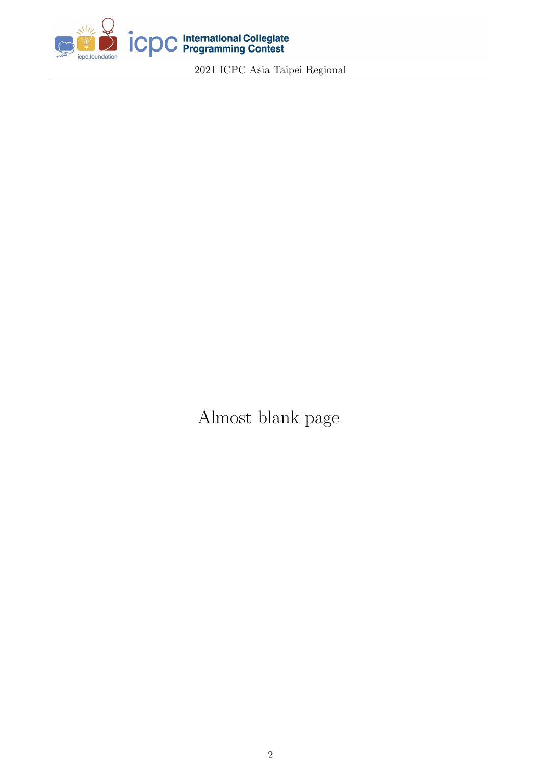Almost blank page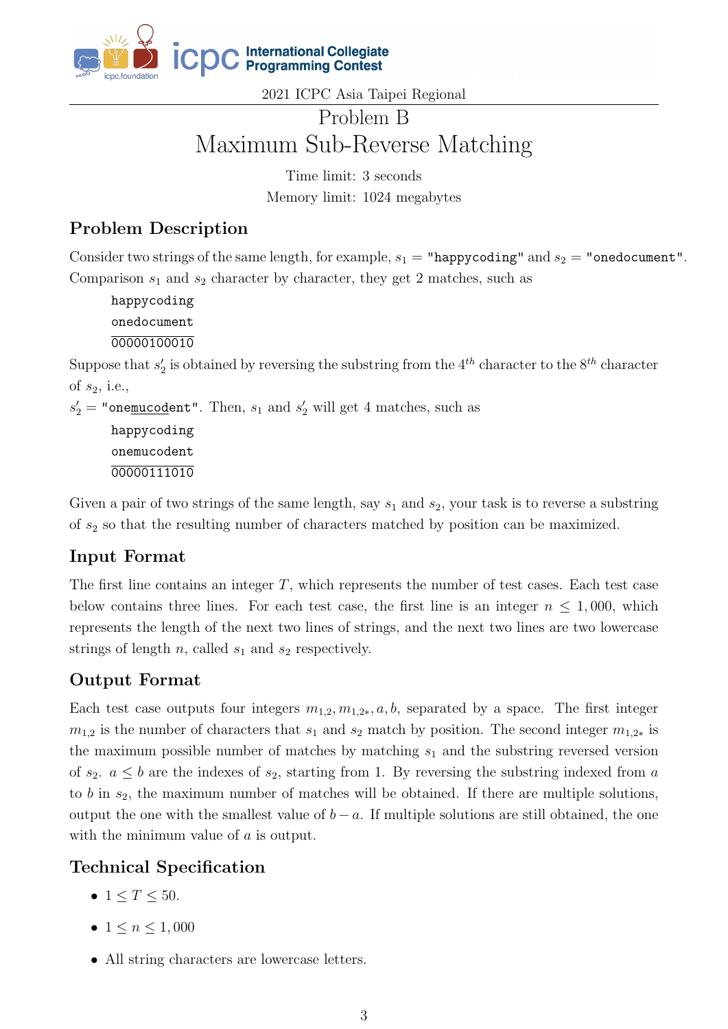2021 ICPC Asia Taipei Regional

# Problem B
# Maximum Sub-Reverse Matching

Time limit: 3 seconds
Memory limit: 1024 megabytes

## Problem Description

Consider two strings of the same length, for example, $s_1$ = "happycoding" and $s_2$ = "onedocument". Comparison $s_1$ and $s_2$ character by character, they get 2 matches, such as

```
happycoding
onedocument
00000100010
```

Suppose that $s_2'$ is obtained by reversing the substring from the $4^{th}$ character to the $8^{th}$ character of $s_2$, i.e.,
$s_2'$ = "onemucodent". Then, $s_1$ and $s_2'$ will get 4 matches, such as

```
happycoding
onemucodent
00000111010
```

Given a pair of two strings of the same length, say $s_1$ and $s_2$, your task is to reverse a substring of $s_2$ so that the resulting number of characters matched by position can be maximized.

## Input Format

The first line contains an integer $T$, which represents the number of test cases. Each test case below contains three lines. For each test case, the first line is an integer $n \leq 1,000$, which represents the length of the next two lines of strings, and the next two lines are two lowercase strings of length $n$, called $s_1$ and $s_2$ respectively.

## Output Format

Each test case outputs four integers $m_{1,2}, m_{1,2*}, a, b$, separated by a space. The first integer $m_{1,2}$ is the number of characters that $s_1$ and $s_2$ match by position. The second integer $m_{1,2*}$ is the maximum possible number of matches by matching $s_1$ and the substring reversed version of $s_2$. $a \leq b$ are the indexes of $s_2$, starting from 1. By reversing the substring indexed from $a$ to $b$ in $s_2$, the maximum number of matches will be obtained. If there are multiple solutions, output the one with the smallest value of $b - a$. If multiple solutions are still obtained, the one with the minimum value of $a$ is output.

## Technical Specification

- $1 \leq T \leq 50$.
- $1 \leq n \leq 1,000$
- All string characters are lowercase letters.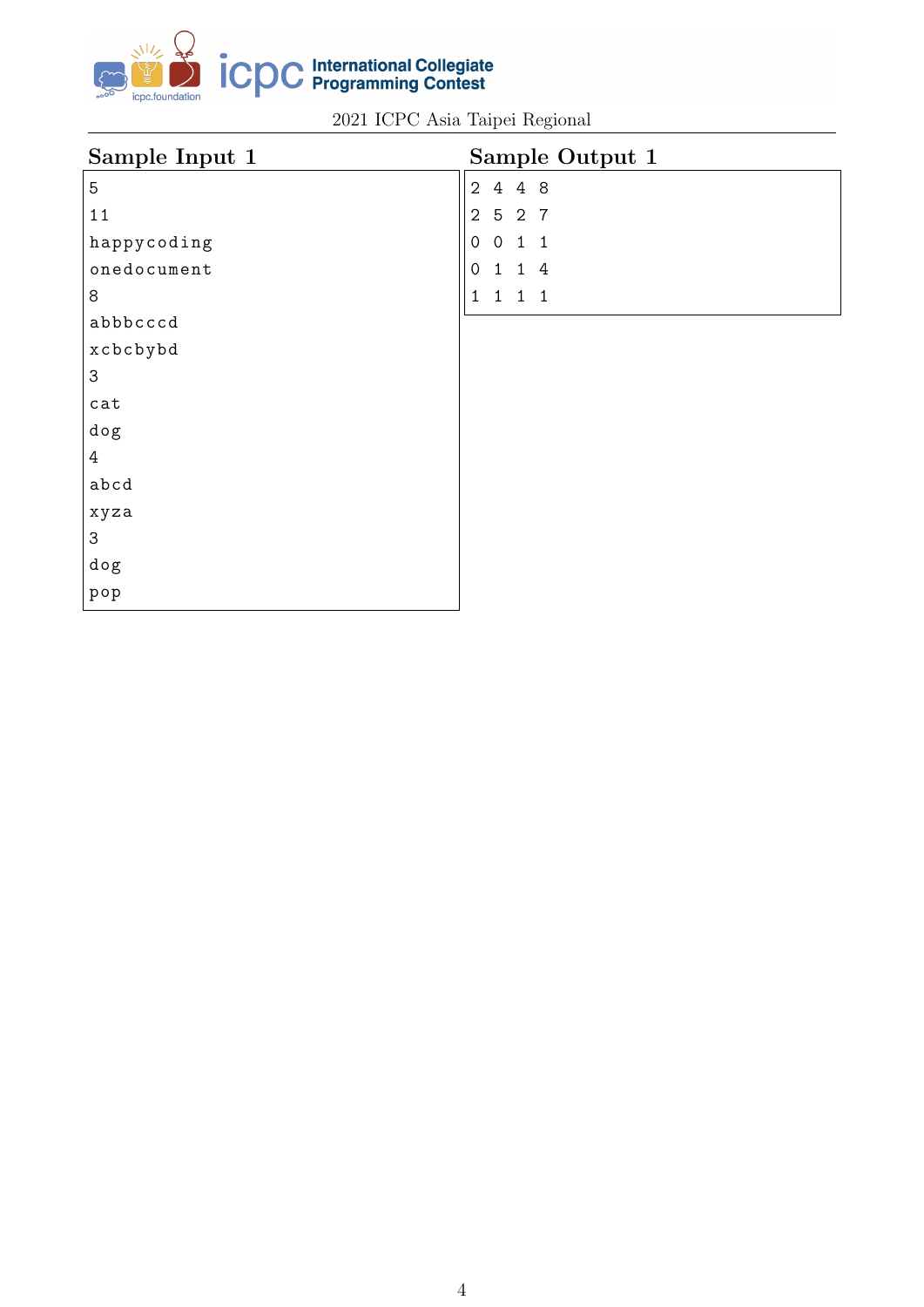## Sample Input 1

```
5
11
happycoding
onedocument
8
abbbcccd
xcbcbybd
3
cat
dog
4
abcd
xyza
3
dog
pop
```

## Sample Output 1

```
2 4 4 8
2 5 2 7
0 0 1 1
0 1 1 4
1 1 1 1
```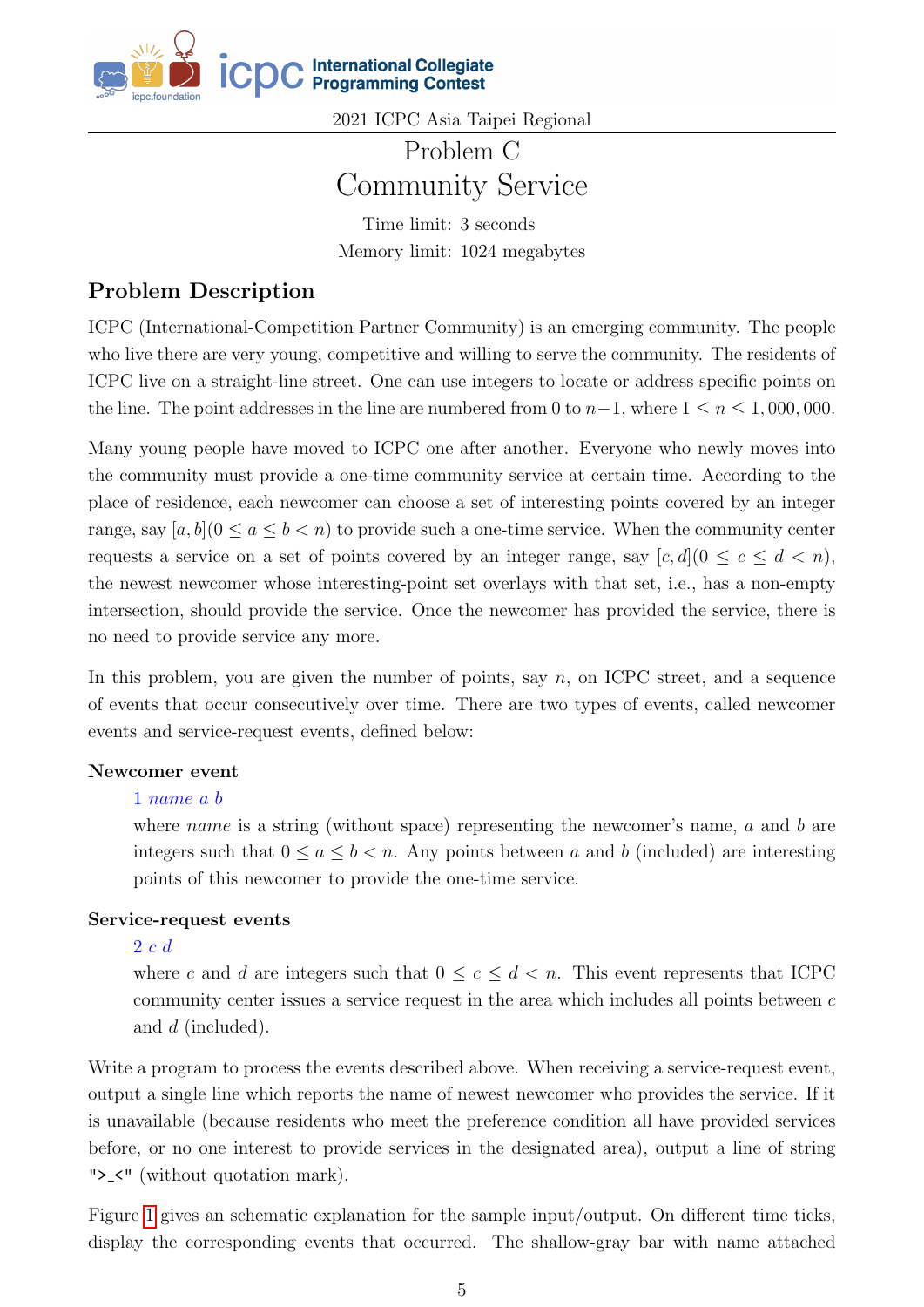# Problem C
# Community Service

Time limit: 3 seconds
Memory limit: 1024 megabytes

## Problem Description

ICPC (International-Competition Partner Community) is an emerging community. The people who live there are very young, competitive and willing to serve the community. The residents of ICPC live on a straight-line street. One can use integers to locate or address specific points on the line. The point addresses in the line are numbered from 0 to $n-1$, where $1 \leq n \leq 1,000,000$.

Many young people have moved to ICPC one after another. Everyone who newly moves into the community must provide a one-time community service at certain time. According to the place of residence, each newcomer can choose a set of interesting points covered by an integer range, say $[a, b](0 \leq a \leq b < n)$ to provide such a one-time service. When the community center requests a service on a set of points covered by an integer range, say $[c, d](0 \leq c \leq d < n)$, the newest newcomer whose interesting-point set overlays with that set, i.e., has a non-empty intersection, should provide the service. Once the newcomer has provided the service, there is no need to provide service any more.

In this problem, you are given the number of points, say $n$, on ICPC street, and a sequence of events that occur consecutively over time. There are two types of events, called newcomer events and service-request events, defined below:

**Newcomer event**

1 *name a b*

where *name* is a string (without space) representing the newcomer's name, $a$ and $b$ are integers such that $0 \leq a \leq b < n$. Any points between $a$ and $b$ (included) are interesting points of this newcomer to provide the one-time service.

**Service-request events**

2 *c d*

where $c$ and $d$ are integers such that $0 \leq c \leq d < n$. This event represents that ICPC community center issues a service request in the area which includes all points between $c$ and $d$ (included).

Write a program to process the events described above. When receiving a service-request event, output a single line which reports the name of newest newcomer who provides the service. If it is unavailable (because residents who meet the preference condition all have provided services before, or no one interest to provide services in the designated area), output a line of string ">_<" (without quotation mark).

Figure 1 gives an schematic explanation for the sample input/output. On different time ticks, display the corresponding events that occurred. The shallow-gray bar with name attached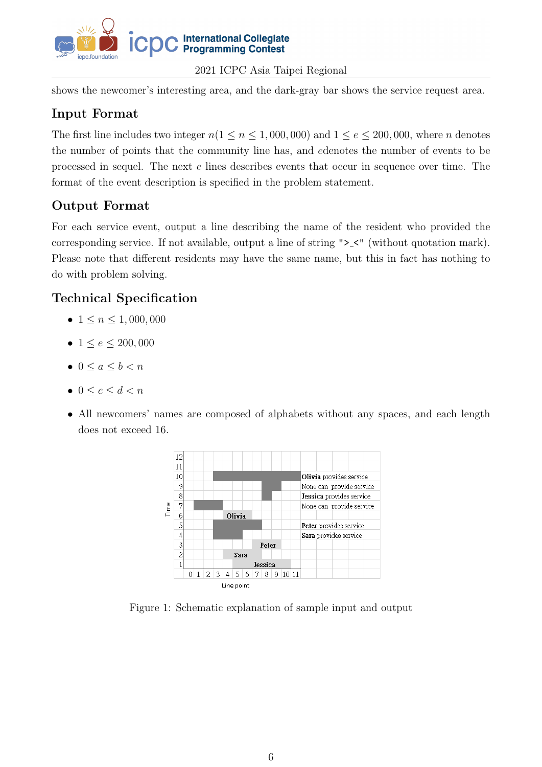shows the newcomer's interesting area, and the dark-gray bar shows the service request area.

## Input Format

The first line includes two integer $n(1 \le n \le 1,000,000)$ and $1 \le e \le 200,000$, where $n$ denotes the number of points that the community line has, and $e$denotes the number of events to be processed in sequel. The next $e$ lines describes events that occur in sequence over time. The format of the event description is specified in the problem statement.

## Output Format

For each service event, output a line describing the name of the resident who provided the corresponding service. If not available, output a line of string ">_<" (without quotation mark). Please note that different residents may have the same name, but this in fact has nothing to do with problem solving.

## Technical Specification

- $1 \le n \le 1,000,000$
- $1 \le e \le 200,000$
- $0 \le a \le b < n$
- $0 \le c \le d < n$
- All newcomers' names are composed of alphabets without any spaces, and each length does not exceed 16.

Time
12
11
10
9
8
7
6
5
4
3
2
1
0 1 2 3 4 5 6 7 8 9 10 11
Line point
Olivia
Peter
Sara
Jessica
**Olivia** provides service
None can provide service
**Jessica** provides service
None can provide service
**Peter** provides service
**Sara** provides service

Figure 1: Schematic explanation of sample input and output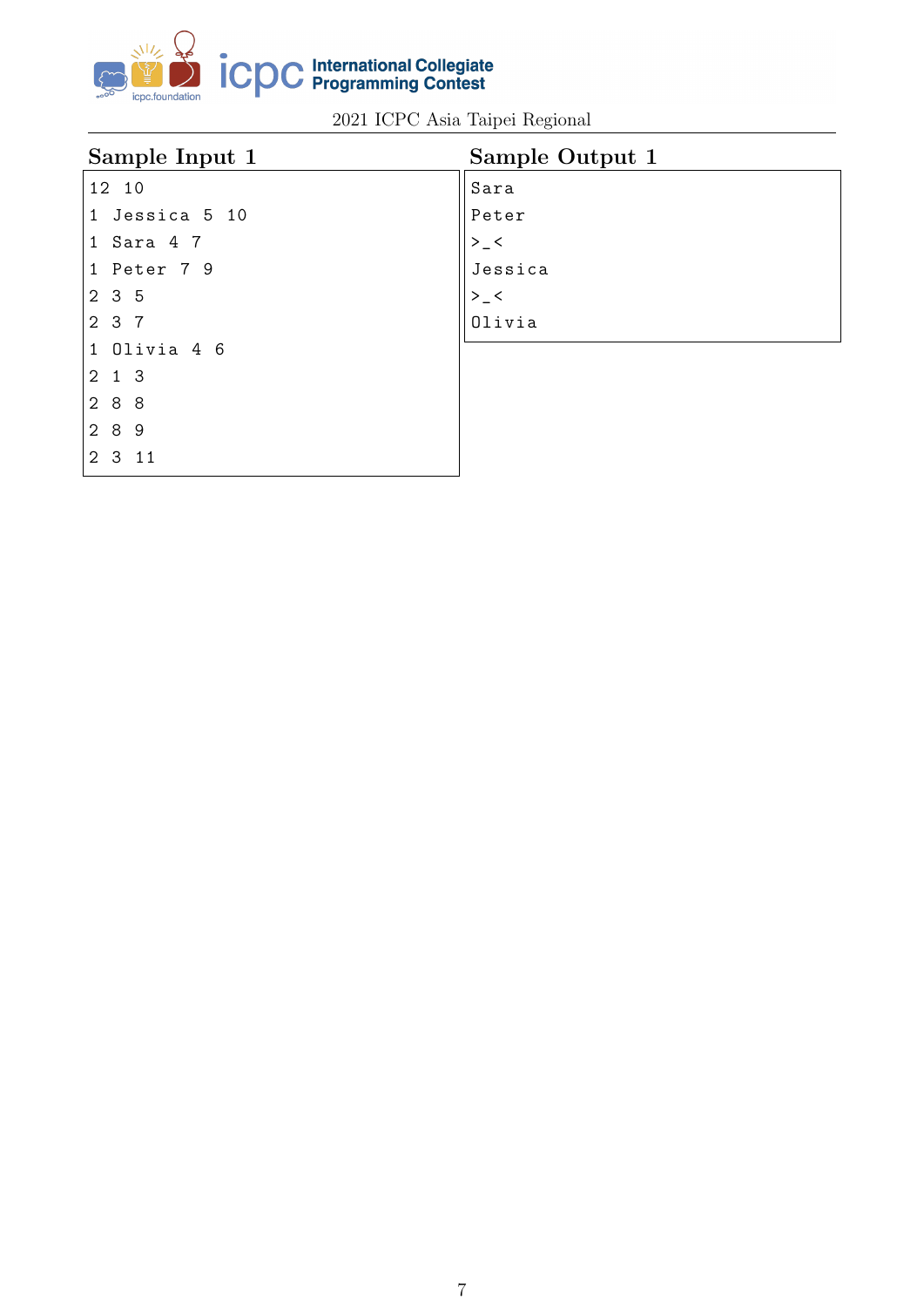## Sample Input 1

```
12 10
1 Jessica 5 10
1 Sara 4 7
1 Peter 7 9
2 3 5
2 3 7
1 Olivia 4 6
2 1 3
2 8 8
2 8 9
2 3 11
```

## Sample Output 1

```
Sara
Peter
>_<
Jessica
>_<
Olivia
```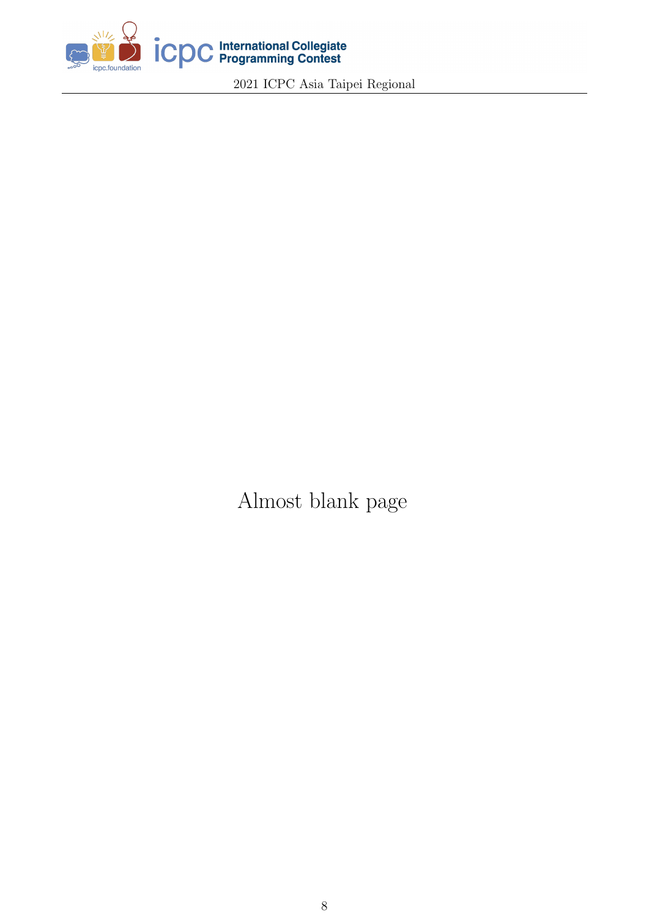Almost blank page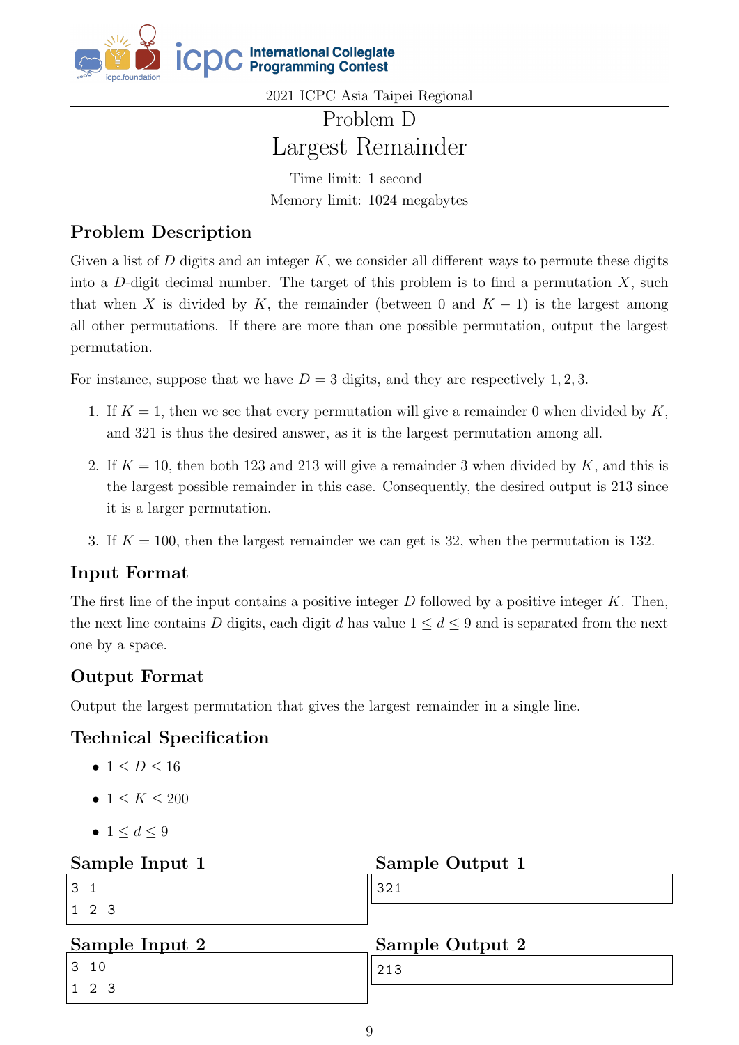# Problem D
# Largest Remainder

Time limit: 1 second
Memory limit: 1024 megabytes

## Problem Description

Given a list of $D$ digits and an integer $K$, we consider all different ways to permute these digits into a $D$-digit decimal number. The target of this problem is to find a permutation $X$, such that when $X$ is divided by $K$, the remainder (between 0 and $K - 1$) is the largest among all other permutations. If there are more than one possible permutation, output the largest permutation.

For instance, suppose that we have $D = 3$ digits, and they are respectively $1, 2, 3$.

1. If $K = 1$, then we see that every permutation will give a remainder 0 when divided by $K$, and 321 is thus the desired answer, as it is the largest permutation among all.
2. If $K = 10$, then both 123 and 213 will give a remainder 3 when divided by $K$, and this is the largest possible remainder in this case. Consequently, the desired output is 213 since it is a larger permutation.
3. If $K = 100$, then the largest remainder we can get is 32, when the permutation is 132.

## Input Format

The first line of the input contains a positive integer $D$ followed by a positive integer $K$. Then, the next line contains $D$ digits, each digit $d$ has value $1 \le d \le 9$ and is separated from the next one by a space.

## Output Format

Output the largest permutation that gives the largest remainder in a single line.

## Technical Specification

- $1 \le D \le 16$
- $1 \le K \le 200$
- $1 \le d \le 9$

## Sample Input 1

```
3 1
1 2 3
```

## Sample Output 1

```
321
```

## Sample Input 2

```
3 10
1 2 3
```

## Sample Output 2

```
213
```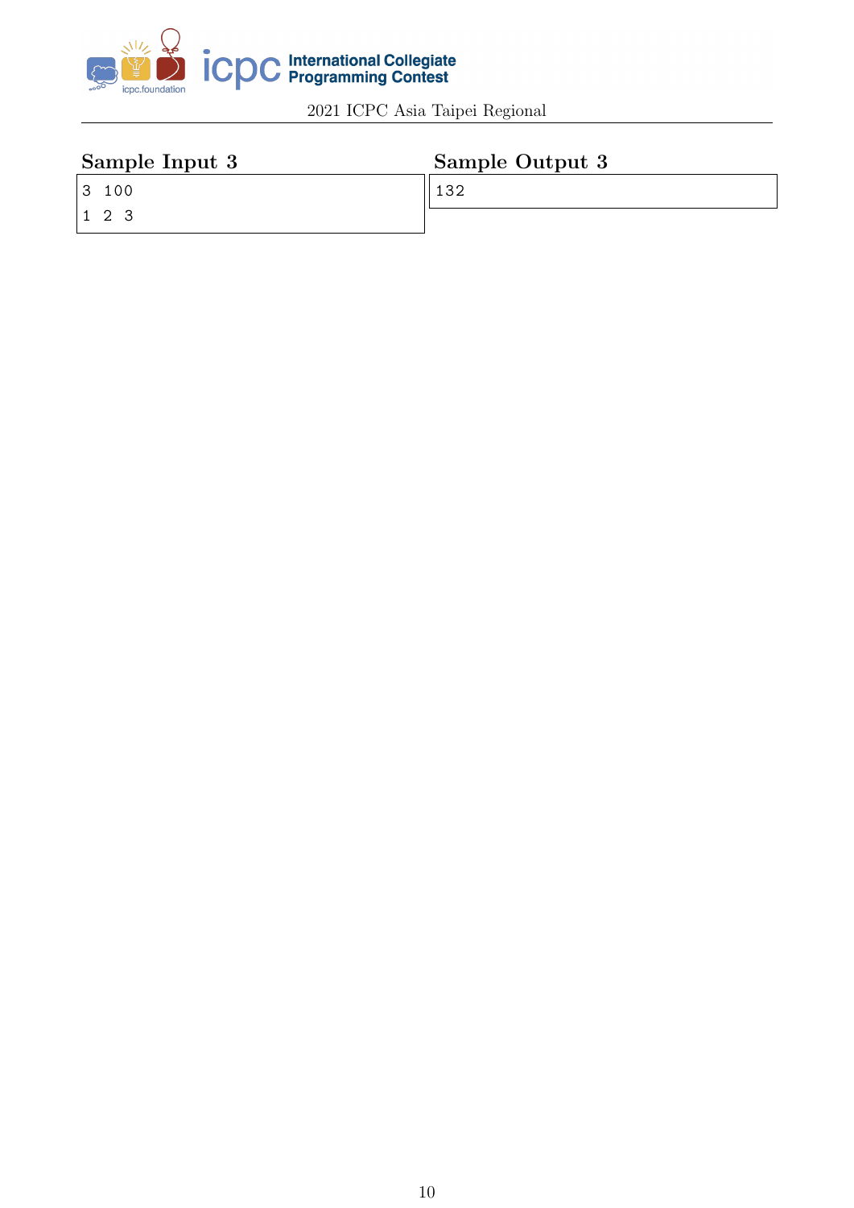## Sample Input 3

```
3 100
1 2 3
```

## Sample Output 3

```
132
```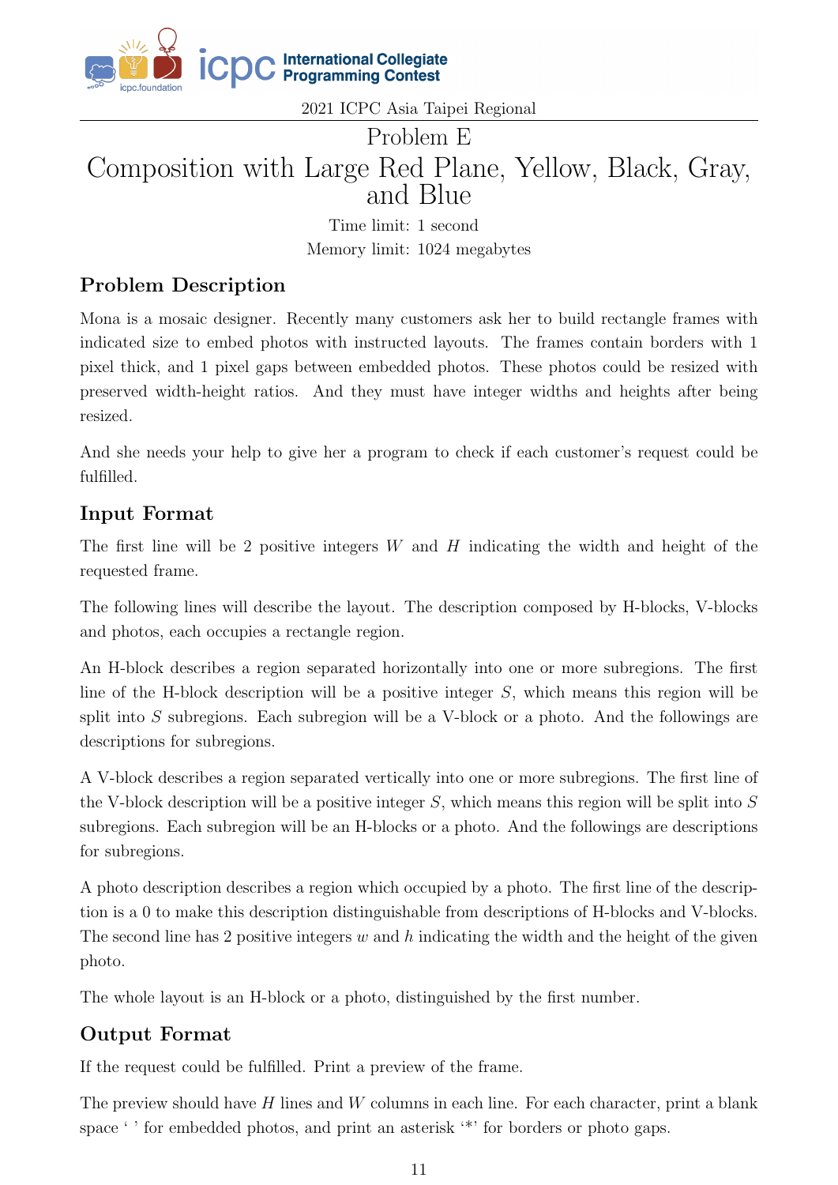# Problem E
# Composition with Large Red Plane, Yellow, Black, Gray, and Blue

Time limit: 1 second
Memory limit: 1024 megabytes

## Problem Description

Mona is a mosaic designer. Recently many customers ask her to build rectangle frames with indicated size to embed photos with instructed layouts. The frames contain borders with 1 pixel thick, and 1 pixel gaps between embedded photos. These photos could be resized with preserved width-height ratios. And they must have integer widths and heights after being resized.

And she needs your help to give her a program to check if each customer's request could be fulfilled.

## Input Format

The first line will be 2 positive integers $W$ and $H$ indicating the width and height of the requested frame.

The following lines will describe the layout. The description composed by H-blocks, V-blocks and photos, each occupies a rectangle region.

An H-block describes a region separated horizontally into one or more subregions. The first line of the H-block description will be a positive integer $S$, which means this region will be split into $S$ subregions. Each subregion will be a V-block or a photo. And the followings are descriptions for subregions.

A V-block describes a region separated vertically into one or more subregions. The first line of the V-block description will be a positive integer $S$, which means this region will be split into $S$ subregions. Each subregion will be an H-blocks or a photo. And the followings are descriptions for subregions.

A photo description describes a region which occupied by a photo. The first line of the description is a 0 to make this description distinguishable from descriptions of H-blocks and V-blocks. The second line has 2 positive integers $w$ and $h$ indicating the width and the height of the given photo.

The whole layout is an H-block or a photo, distinguished by the first number.

## Output Format

If the request could be fulfilled. Print a preview of the frame.

The preview should have $H$ lines and $W$ columns in each line. For each character, print a blank space ' ' for embedded photos, and print an asterisk '*' for borders or photo gaps.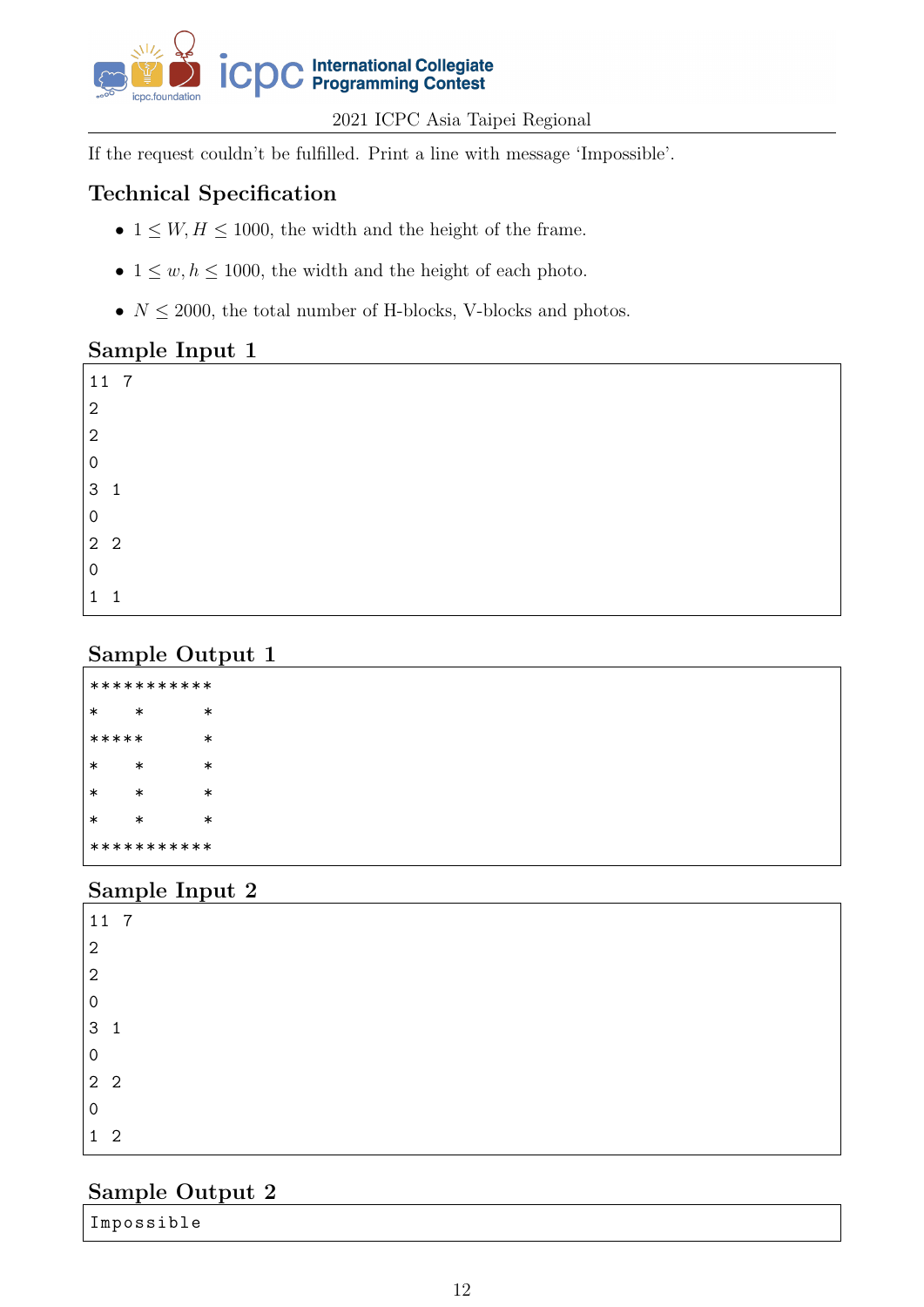If the request couldn't be fulfilled. Print a line with message 'Impossible'.

## Technical Specification

- $1 \le W, H \le 1000$, the width and the height of the frame.
- $1 \le w, h \le 1000$, the width and the height of each photo.
- $N \le 2000$, the total number of H-blocks, V-blocks and photos.

## Sample Input 1

```
11 7
2
2
0
3 1
0
2 2
0
1 1
```

## Sample Output 1

```
***********
*    *    *
*****     *
*    *    *
*    *    *
*    *    *
***********
```

## Sample Input 2

```
11 7
2
2
0
3 1
0
2 2
0
1 2
```

## Sample Output 2

```
Impossible
```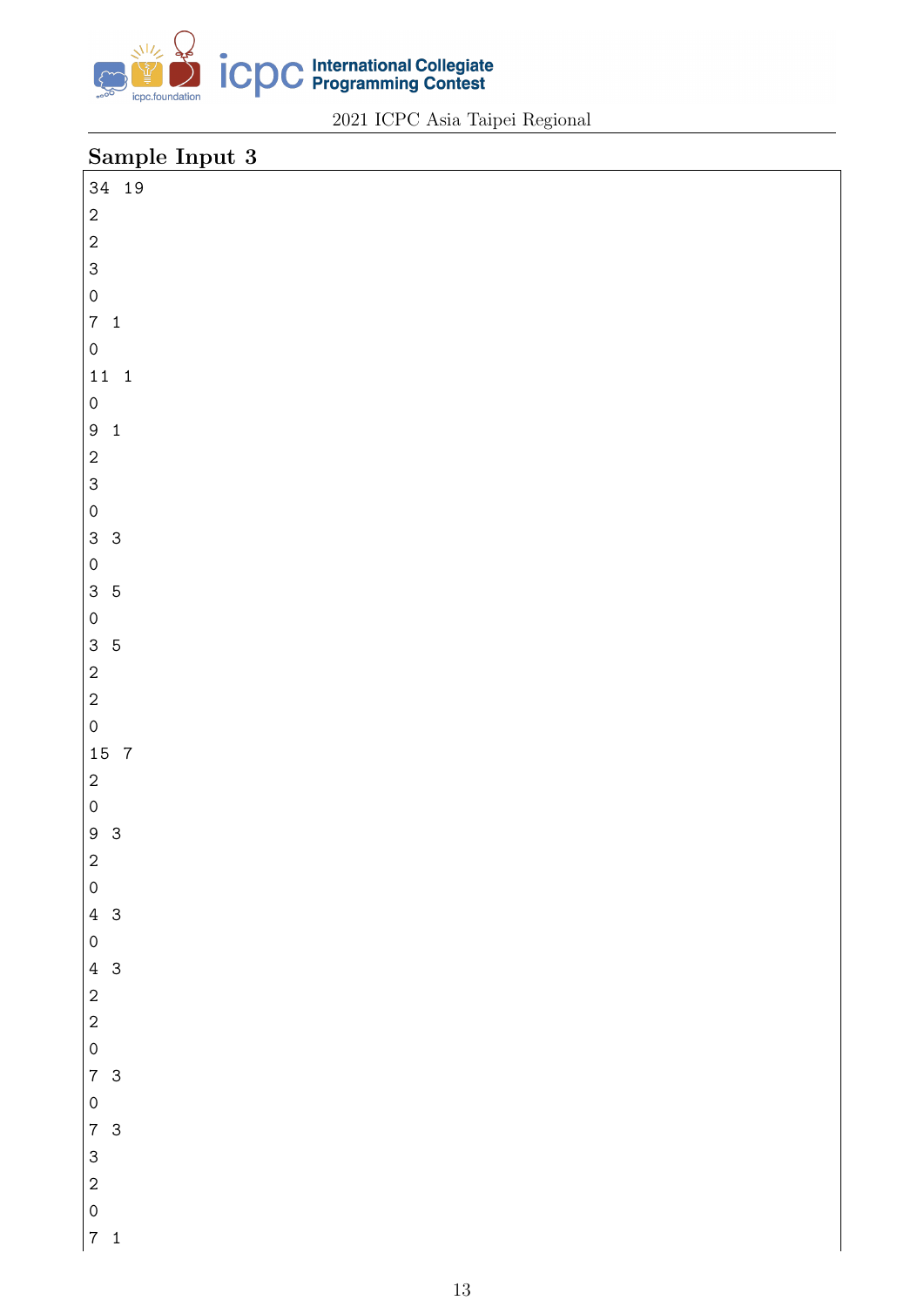## Sample Input 3

```
34 19
2
2
3
0
7 1
0
11 1
0
9 1
2
3
0
3 3
0
3 5
0
3 5
2
2
0
15 7
2
0
9 3
2
0
4 3
0
4 3
2
2
0
7 3
0
7 3
3
2
0
7 1
```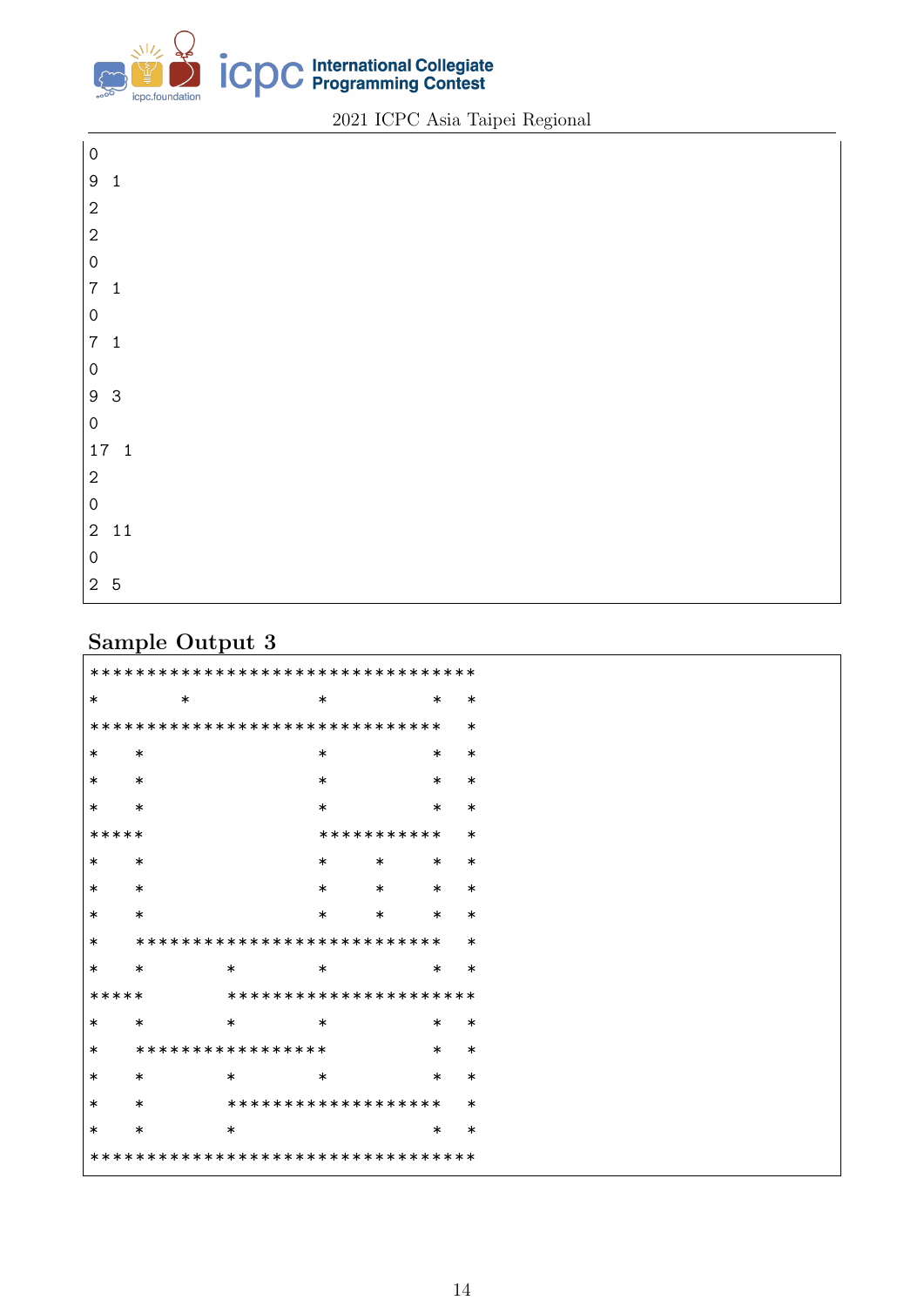```
0
9 1
2
2
0
7 1
0
7 1
0
9 3
0
17 1
2
0
2 11
0
2 5
```

## Sample Output 3

```
**********************************
*       *           *         *  *
*******************************  *
*   *               *         *  *
*   *               *         *  *
*   *               *         *  *
*****               ***********  *
*   *               *    *    *  *
*   *               *    *    *  *
*   *               *    *    *  *
*   ***************************  *
*   *       *       *         *  *
*****       **********************
*   *       *       *         *  *
*    ****************         *  *
*   *       *       *         *  *
*   *       *******************  *
*   *       *                 *  *
**********************************
```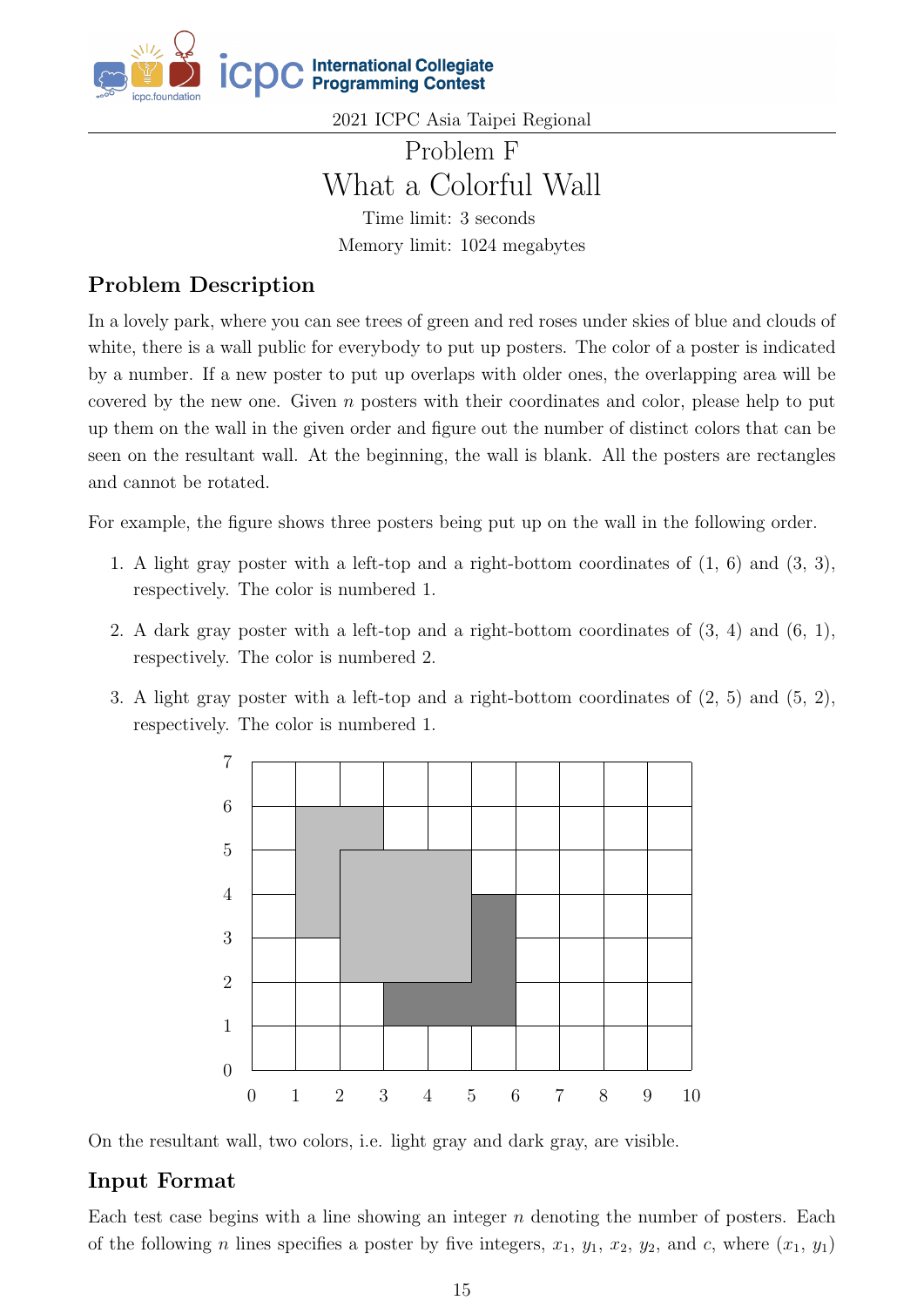2021 ICPC Asia Taipei Regional

# Problem F
# What a Colorful Wall

Time limit: 3 seconds
Memory limit: 1024 megabytes

## Problem Description

In a lovely park, where you can see trees of green and red roses under skies of blue and clouds of white, there is a wall public for everybody to put up posters. The color of a poster is indicated by a number. If a new poster to put up overlaps with older ones, the overlapping area will be covered by the new one. Given $n$ posters with their coordinates and color, please help to put up them on the wall in the given order and figure out the number of distinct colors that can be seen on the resultant wall. At the beginning, the wall is blank. All the posters are rectangles and cannot be rotated.

For example, the figure shows three posters being put up on the wall in the following order.

1. A light gray poster with a left-top and a right-bottom coordinates of (1, 6) and (3, 3), respectively. The color is numbered 1.
2. A dark gray poster with a left-top and a right-bottom coordinates of (3, 4) and (6, 1), respectively. The color is numbered 2.
3. A light gray poster with a left-top and a right-bottom coordinates of (2, 5) and (5, 2), respectively. The color is numbered 1.

7
6
5
4
3
2
1
0
0 1 2 3 4 5 6 7 8 9 10

On the resultant wall, two colors, i.e. light gray and dark gray, are visible.

## Input Format

Each test case begins with a line showing an integer $n$ denoting the number of posters. Each of the following $n$ lines specifies a poster by five integers, $x_1$, $y_1$, $x_2$, $y_2$, and $c$, where $(x_1, y_1)$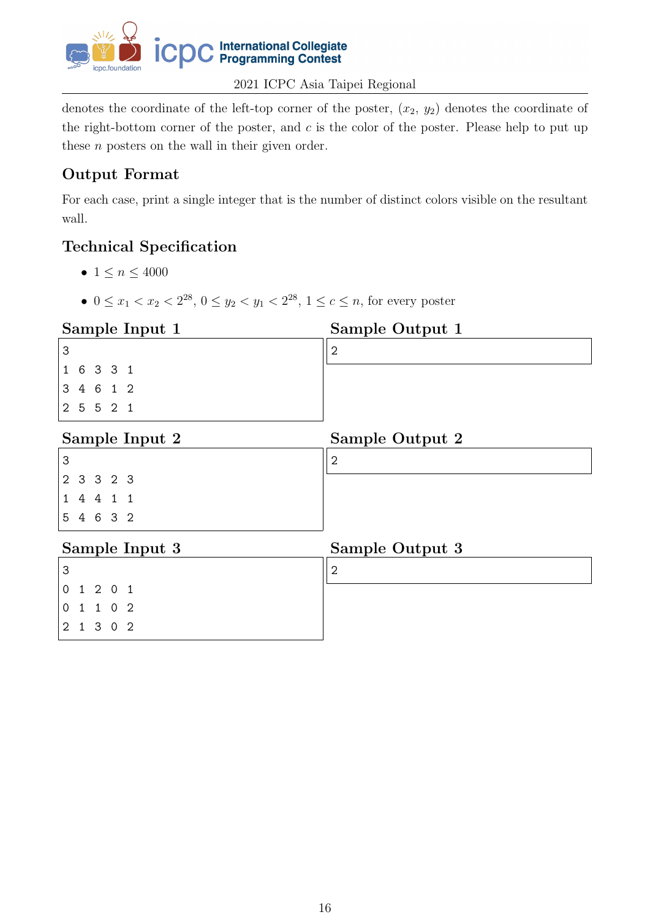denotes the coordinate of the left-top corner of the poster, $(x_2, y_2)$ denotes the coordinate of the right-bottom corner of the poster, and $c$ is the color of the poster. Please help to put up these $n$ posters on the wall in their given order.

## Output Format

For each case, print a single integer that is the number of distinct colors visible on the resultant wall.

## Technical Specification

- $1 \le n \le 4000$
- $0 \le x_1 < x_2 < 2^{28}$, $0 \le y_2 < y_1 < 2^{28}$, $1 \le c \le n$, for every poster

## Sample Input 1

```
3
1 6 3 3 1
3 4 6 1 2
2 5 5 2 1
```

## Sample Output 1

```
2
```

## Sample Input 2

```
3
2 3 3 2 3
1 4 4 1 1
5 4 6 3 2
```

## Sample Output 2

```
2
```

## Sample Input 3

```
3
0 1 2 0 1
0 1 1 0 2
2 1 3 0 2
```

## Sample Output 3

```
2
```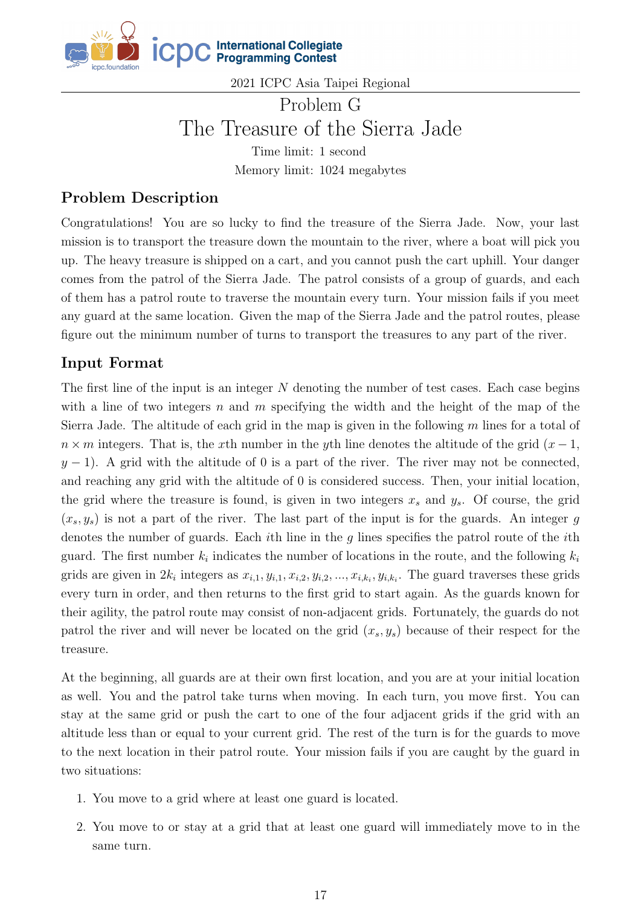2021 ICPC Asia Taipei Regional

# Problem G
# The Treasure of the Sierra Jade

Time limit: 1 second
Memory limit: 1024 megabytes

## Problem Description

Congratulations! You are so lucky to find the treasure of the Sierra Jade. Now, your last mission is to transport the treasure down the mountain to the river, where a boat will pick you up. The heavy treasure is shipped on a cart, and you cannot push the cart uphill. Your danger comes from the patrol of the Sierra Jade. The patrol consists of a group of guards, and each of them has a patrol route to traverse the mountain every turn. Your mission fails if you meet any guard at the same location. Given the map of the Sierra Jade and the patrol routes, please figure out the minimum number of turns to transport the treasures to any part of the river.

## Input Format

The first line of the input is an integer $N$ denoting the number of test cases. Each case begins with a line of two integers $n$ and $m$ specifying the width and the height of the map of the Sierra Jade. The altitude of each grid in the map is given in the following $m$ lines for a total of $n \times m$ integers. That is, the $x$th number in the $y$th line denotes the altitude of the grid $(x-1, y-1)$. A grid with the altitude of 0 is a part of the river. The river may not be connected, and reaching any grid with the altitude of 0 is considered success. Then, your initial location, the grid where the treasure is found, is given in two integers $x_s$ and $y_s$. Of course, the grid $(x_s, y_s)$ is not a part of the river. The last part of the input is for the guards. An integer $g$ denotes the number of guards. Each $i$th line in the $g$ lines specifies the patrol route of the $i$th guard. The first number $k_i$ indicates the number of locations in the route, and the following $k_i$ grids are given in $2k_i$ integers as $x_{i,1}, y_{i,1}, x_{i,2}, y_{i,2}, ..., x_{i,k_i}, y_{i,k_i}$. The guard traverses these grids every turn in order, and then returns to the first grid to start again. As the guards known for their agility, the patrol route may consist of non-adjacent grids. Fortunately, the guards do not patrol the river and will never be located on the grid $(x_s, y_s)$ because of their respect for the treasure.

At the beginning, all guards are at their own first location, and you are at your initial location as well. You and the patrol take turns when moving. In each turn, you move first. You can stay at the same grid or push the cart to one of the four adjacent grids if the grid with an altitude less than or equal to your current grid. The rest of the turn is for the guards to move to the next location in their patrol route. Your mission fails if you are caught by the guard in two situations:

1. You move to a grid where at least one guard is located.
2. You move to or stay at a grid that at least one guard will immediately move to in the same turn.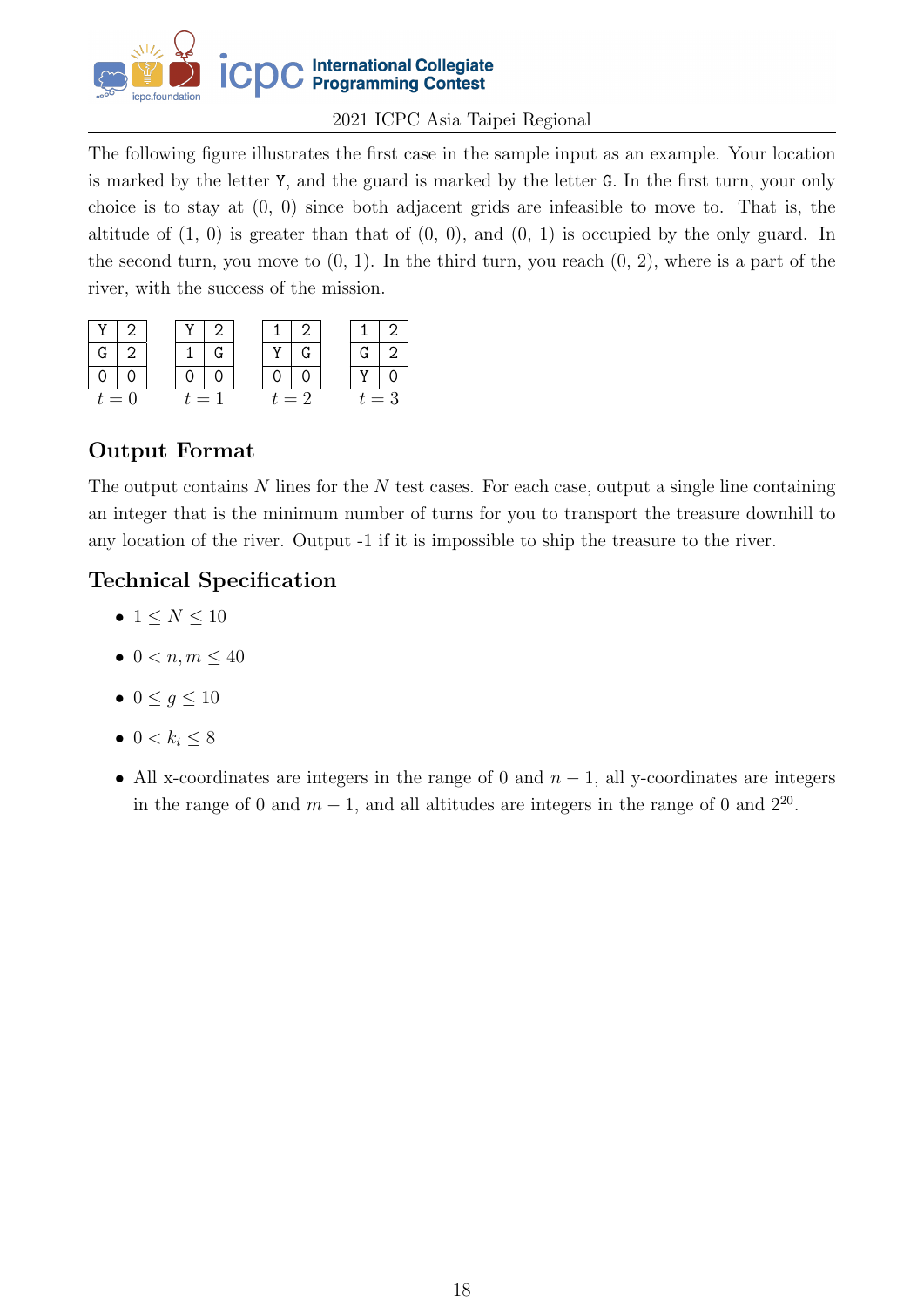The following figure illustrates the first case in the sample input as an example. Your location is marked by the letter `Y`, and the guard is marked by the letter `G`. In the first turn, your only choice is to stay at (0, 0) since both adjacent grids are infeasible to move to. That is, the altitude of (1, 0) is greater than that of (0, 0), and (0, 1) is occupied by the only guard. In the second turn, you move to (0, 1). In the third turn, you reach (0, 2), where is a part of the river, with the success of the mission.

| | |
|---|---|
| Y | 2 |
| G | 2 |
| 0 | 0 |

$t = 0$

| | |
|---|---|
| Y | 2 |
| 1 | G |
| 0 | 0 |

$t = 1$

| | |
|---|---|
| 1 | 2 |
| Y | G |
| 0 | 0 |

$t = 2$

| | |
|---|---|
| 1 | 2 |
| G | 2 |
| Y | 0 |

$t = 3$

## Output Format

The output contains $N$ lines for the $N$ test cases. For each case, output a single line containing an integer that is the minimum number of turns for you to transport the treasure downhill to any location of the river. Output -1 if it is impossible to ship the treasure to the river.

## Technical Specification

- $1 \leq N \leq 10$
- $0 < n, m \leq 40$
- $0 \leq g \leq 10$
- $0 < k_i \leq 8$
- All x-coordinates are integers in the range of 0 and $n - 1$, all y-coordinates are integers in the range of 0 and $m - 1$, and all altitudes are integers in the range of 0 and $2^{20}$.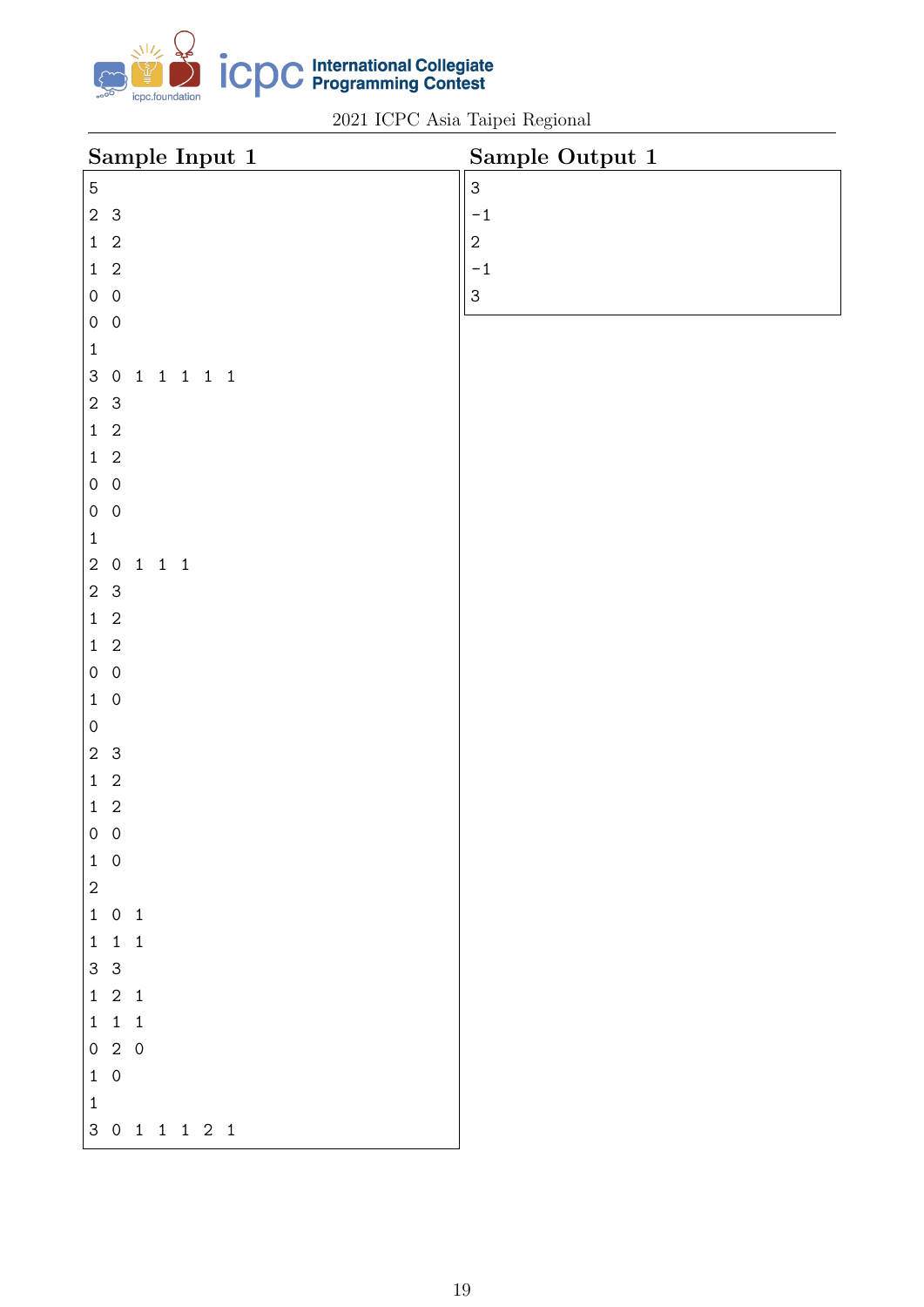## Sample Input 1

```
5
2 3
1 2
1 2
0 0
0 0
1
3 0 1 1 1 1 1
2 3
1 2
1 2
0 0
0 0
1
2 0 1 1 1
2 3
1 2
1 2
0 0
1 0
0
2 3
1 2
1 2
0 0
1 0
2
1 0 1
1 1 1
3 3
1 2 1
1 1 1
0 2 0
1 0
1
3 0 1 1 1 2 1
```

## Sample Output 1

```
3
-1
2
-1
3
```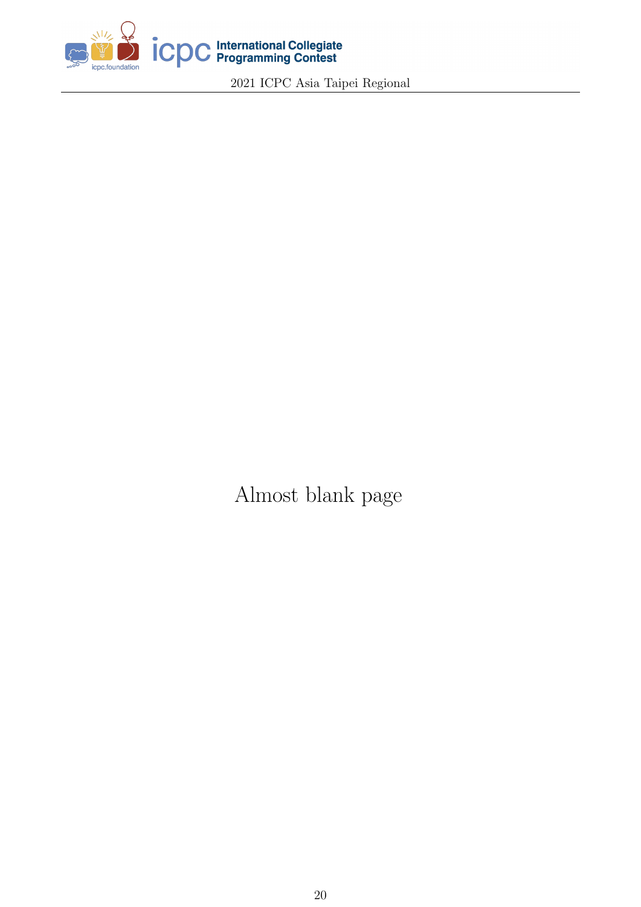Almost blank page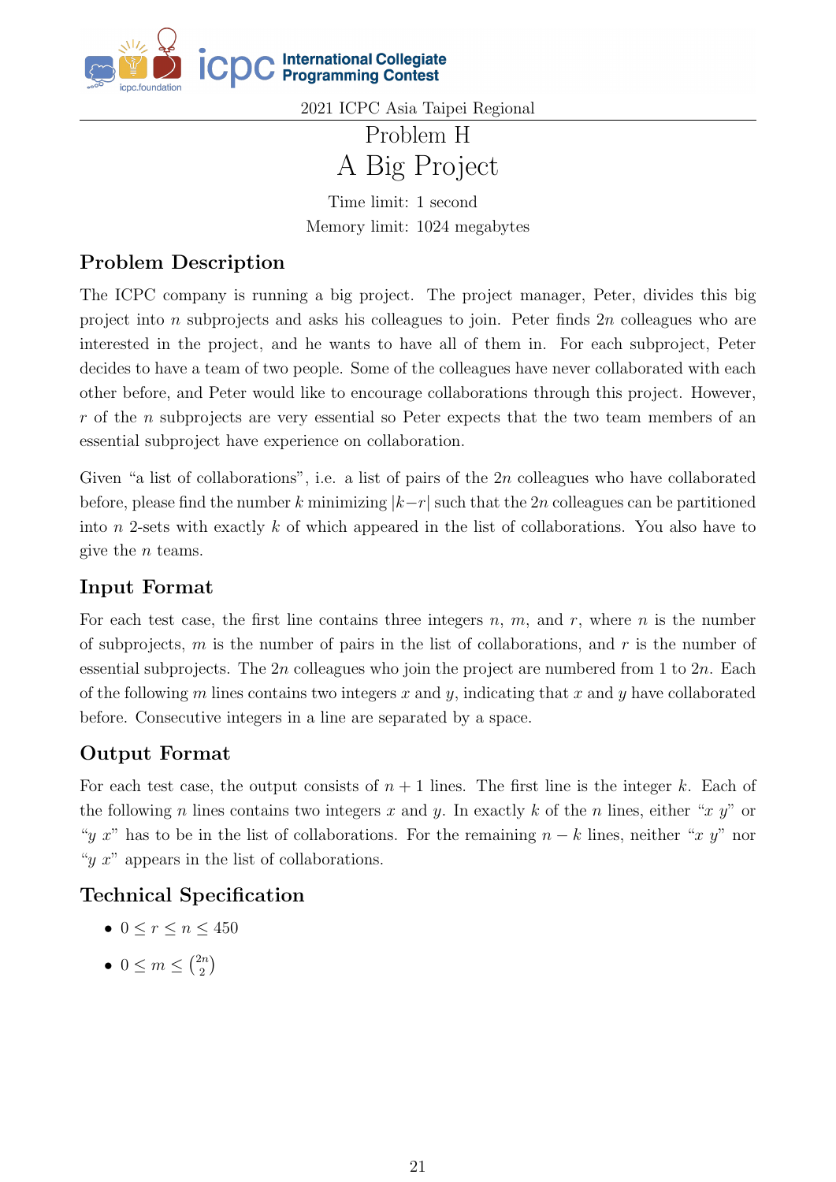2021 ICPC Asia Taipei Regional

# Problem H
# A Big Project

Time limit: 1 second
Memory limit: 1024 megabytes

## Problem Description

The ICPC company is running a big project. The project manager, Peter, divides this big project into $n$ subprojects and asks his colleagues to join. Peter finds $2n$ colleagues who are interested in the project, and he wants to have all of them in. For each subproject, Peter decides to have a team of two people. Some of the colleagues have never collaborated with each other before, and Peter would like to encourage collaborations through this project. However, $r$ of the $n$ subprojects are very essential so Peter expects that the two team members of an essential subproject have experience on collaboration.

Given "a list of collaborations", i.e. a list of pairs of the $2n$ colleagues who have collaborated before, please find the number $k$ minimizing $|k-r|$ such that the $2n$ colleagues can be partitioned into $n$ 2-sets with exactly $k$ of which appeared in the list of collaborations. You also have to give the $n$ teams.

## Input Format

For each test case, the first line contains three integers $n$, $m$, and $r$, where $n$ is the number of subprojects, $m$ is the number of pairs in the list of collaborations, and $r$ is the number of essential subprojects. The $2n$ colleagues who join the project are numbered from 1 to $2n$. Each of the following $m$ lines contains two integers $x$ and $y$, indicating that $x$ and $y$ have collaborated before. Consecutive integers in a line are separated by a space.

## Output Format

For each test case, the output consists of $n+1$ lines. The first line is the integer $k$. Each of the following $n$ lines contains two integers $x$ and $y$. In exactly $k$ of the $n$ lines, either "$x$ $y$" or "$y$ $x$" has to be in the list of collaborations. For the remaining $n-k$ lines, neither "$x$ $y$" nor "$y$ $x$" appears in the list of collaborations.

## Technical Specification

- $0 \leq r \leq n \leq 450$
- $0 \leq m \leq \binom{2n}{2}$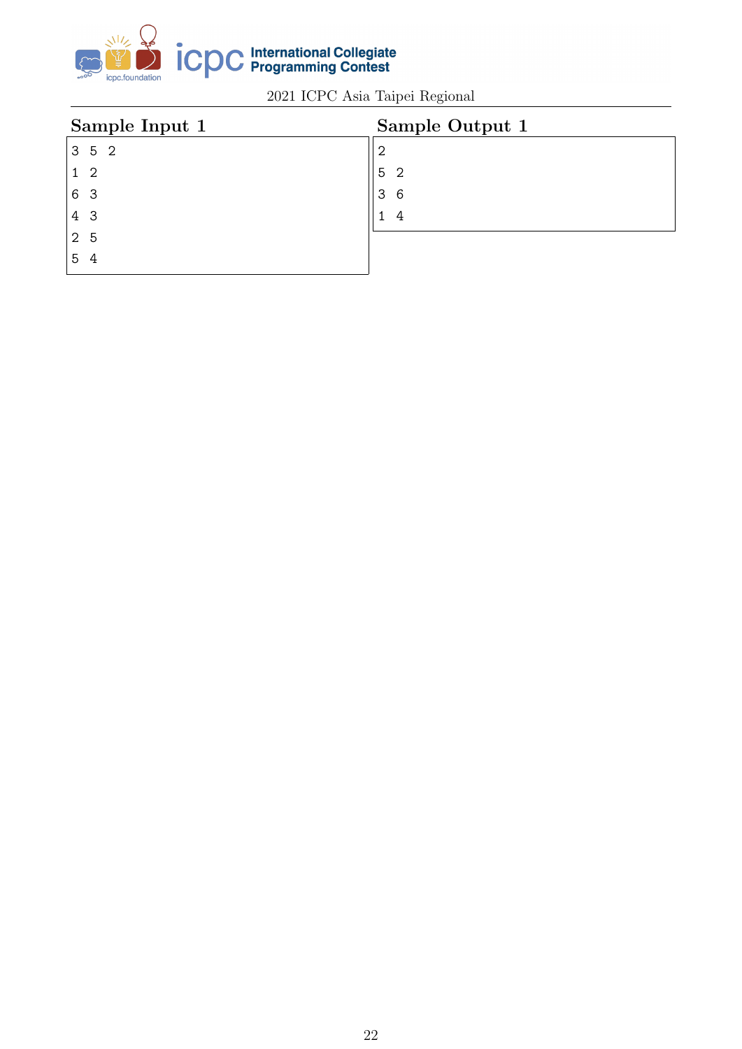## Sample Input 1

```
3 5 2
1 2
6 3
4 3
2 5
5 4
```

## Sample Output 1

```
2
5 2
3 6
1 4
```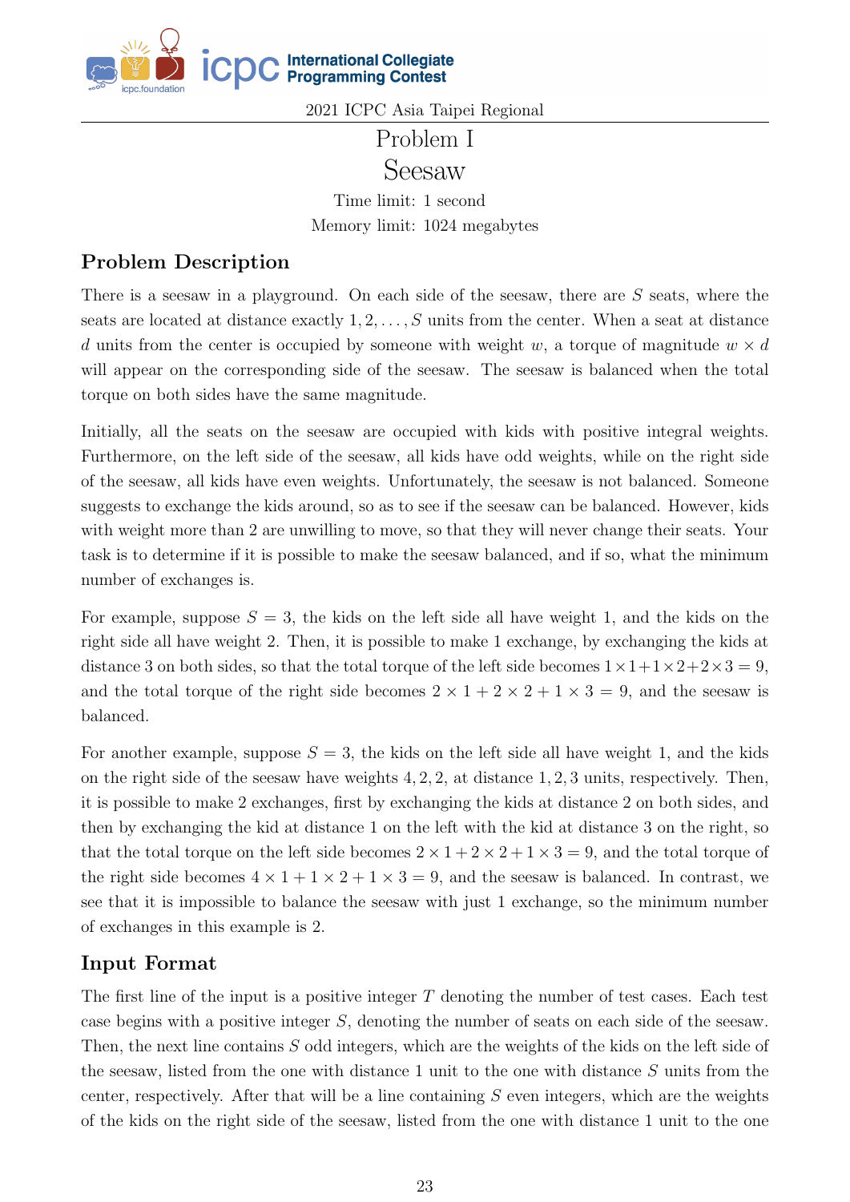# Problem I
# Seesaw

Time limit: 1 second
Memory limit: 1024 megabytes

## Problem Description

There is a seesaw in a playground. On each side of the seesaw, there are $S$ seats, where the seats are located at distance exactly $1, 2, \ldots, S$ units from the center. When a seat at distance $d$ units from the center is occupied by someone with weight $w$, a torque of magnitude $w \times d$ will appear on the corresponding side of the seesaw. The seesaw is balanced when the total torque on both sides have the same magnitude.

Initially, all the seats on the seesaw are occupied with kids with positive integral weights. Furthermore, on the left side of the seesaw, all kids have odd weights, while on the right side of the seesaw, all kids have even weights. Unfortunately, the seesaw is not balanced. Someone suggests to exchange the kids around, so as to see if the seesaw can be balanced. However, kids with weight more than 2 are unwilling to move, so that they will never change their seats. Your task is to determine if it is possible to make the seesaw balanced, and if so, what the minimum number of exchanges is.

For example, suppose $S = 3$, the kids on the left side all have weight 1, and the kids on the right side all have weight 2. Then, it is possible to make 1 exchange, by exchanging the kids at distance 3 on both sides, so that the total torque of the left side becomes $1 \times 1 + 1 \times 2 + 2 \times 3 = 9$, and the total torque of the right side becomes $2 \times 1 + 2 \times 2 + 1 \times 3 = 9$, and the seesaw is balanced.

For another example, suppose $S = 3$, the kids on the left side all have weight 1, and the kids on the right side of the seesaw have weights $4, 2, 2$, at distance $1, 2, 3$ units, respectively. Then, it is possible to make 2 exchanges, first by exchanging the kids at distance 2 on both sides, and then by exchanging the kid at distance 1 on the left with the kid at distance 3 on the right, so that the total torque on the left side becomes $2 \times 1 + 2 \times 2 + 1 \times 3 = 9$, and the total torque of the right side becomes $4 \times 1 + 1 \times 2 + 1 \times 3 = 9$, and the seesaw is balanced. In contrast, we see that it is impossible to balance the seesaw with just 1 exchange, so the minimum number of exchanges in this example is 2.

## Input Format

The first line of the input is a positive integer $T$ denoting the number of test cases. Each test case begins with a positive integer $S$, denoting the number of seats on each side of the seesaw. Then, the next line contains $S$ odd integers, which are the weights of the kids on the left side of the seesaw, listed from the one with distance 1 unit to the one with distance $S$ units from the center, respectively. After that will be a line containing $S$ even integers, which are the weights of the kids on the right side of the seesaw, listed from the one with distance 1 unit to the one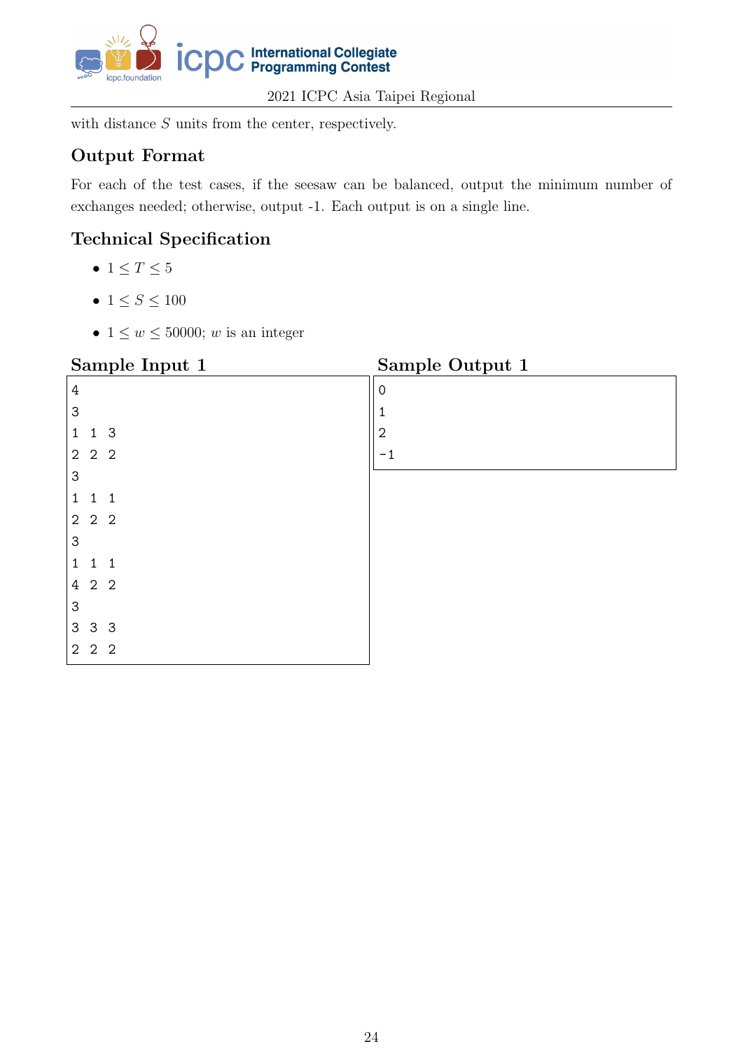with distance $S$ units from the center, respectively.

## Output Format

For each of the test cases, if the seesaw can be balanced, output the minimum number of exchanges needed; otherwise, output -1. Each output is on a single line.

## Technical Specification

- $1 \leq T \leq 5$
- $1 \leq S \leq 100$
- $1 \leq w \leq 50000$; $w$ is an integer

## Sample Input 1

```
4
3
1 1 3
2 2 2
3
1 1 1
2 2 2
3
1 1 1
4 2 2
3
3 3 3
2 2 2
```

## Sample Output 1

```
0
1
2
-1
```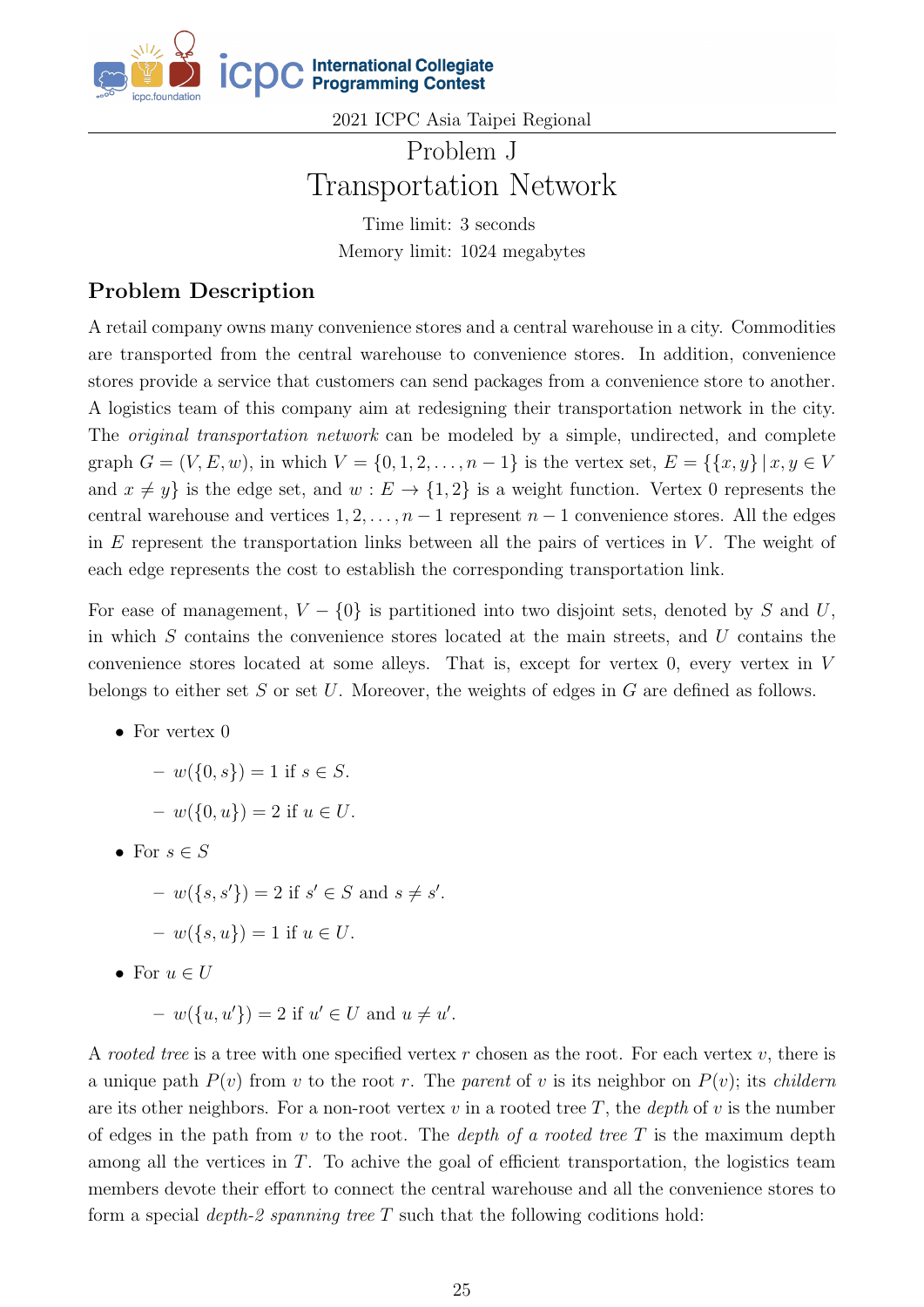# Problem J
# Transportation Network

Time limit: 3 seconds
Memory limit: 1024 megabytes

## Problem Description

A retail company owns many convenience stores and a central warehouse in a city. Commodities are transported from the central warehouse to convenience stores. In addition, convenience stores provide a service that customers can send packages from a convenience store to another. A logistics team of this company aim at redesigning their transportation network in the city. The *original transportation network* can be modeled by a simple, undirected, and complete graph $G = (V, E, w)$, in which $V = \{0, 1, 2, \ldots, n-1\}$ is the vertex set, $E = \{\{x, y\} \mid x, y \in V$ and $x \neq y\}$ is the edge set, and $w : E \to \{1, 2\}$ is a weight function. Vertex 0 represents the central warehouse and vertices $1, 2, \ldots, n-1$ represent $n-1$ convenience stores. All the edges in $E$ represent the transportation links between all the pairs of vertices in $V$. The weight of each edge represents the cost to establish the corresponding transportation link.

For ease of management, $V - \{0\}$ is partitioned into two disjoint sets, denoted by $S$ and $U$, in which $S$ contains the convenience stores located at the main streets, and $U$ contains the convenience stores located at some alleys. That is, except for vertex 0, every vertex in $V$ belongs to either set $S$ or set $U$. Moreover, the weights of edges in $G$ are defined as follows.

- For vertex 0
  - $w(\{0, s\}) = 1$ if $s \in S$.
  - $w(\{0, u\}) = 2$ if $u \in U$.
- For $s \in S$
  - $w(\{s, s'\}) = 2$ if $s' \in S$ and $s \neq s'$.
  - $w(\{s, u\}) = 1$ if $u \in U$.
- For $u \in U$
  - $w(\{u, u'\}) = 2$ if $u' \in U$ and $u \neq u'$.

A *rooted tree* is a tree with one specified vertex $r$ chosen as the root. For each vertex $v$, there is a unique path $P(v)$ from $v$ to the root $r$. The *parent* of $v$ is its neighbor on $P(v)$; its *childern* are its other neighbors. For a non-root vertex $v$ in a rooted tree $T$, the *depth* of $v$ is the number of edges in the path from $v$ to the root. The *depth of a rooted tree* $T$ is the maximum depth among all the vertices in $T$. To achive the goal of efficient transportation, the logistics team members devote their effort to connect the central warehouse and all the convenience stores to form a special *depth-2 spanning tree* $T$ such that the following coditions hold: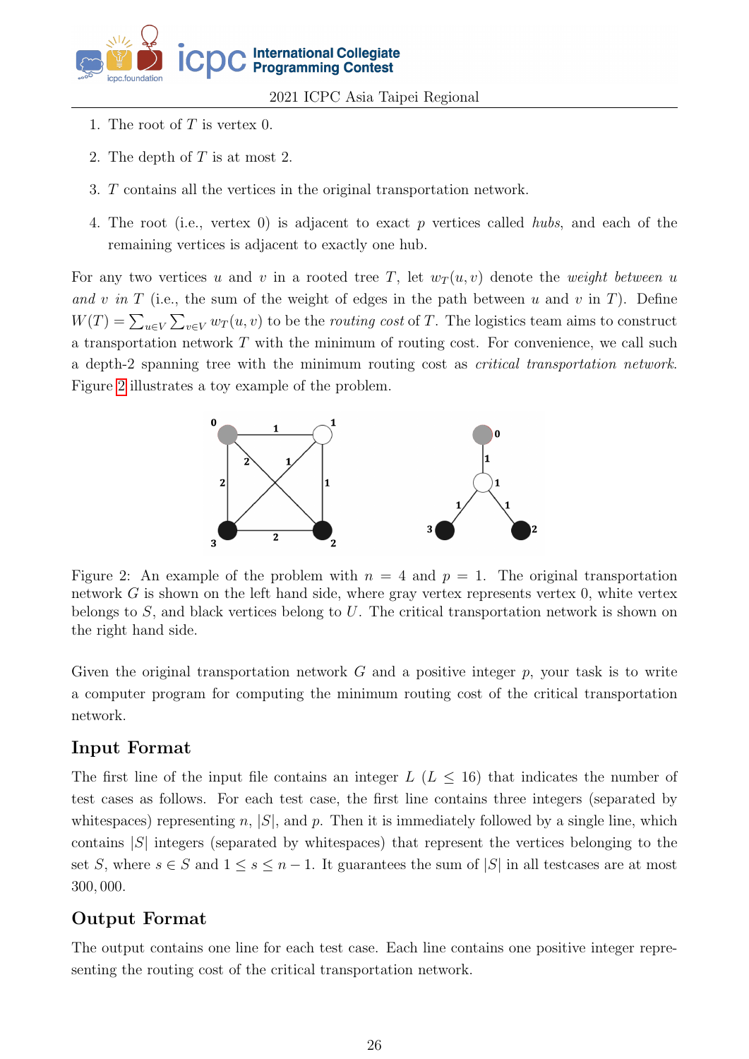1. The root of $T$ is vertex 0.
2. The depth of $T$ is at most 2.
3. $T$ contains all the vertices in the original transportation network.
4. The root (i.e., vertex 0) is adjacent to exact $p$ vertices called *hubs*, and each of the remaining vertices is adjacent to exactly one hub.

For any two vertices $u$ and $v$ in a rooted tree $T$, let $w_T(u, v)$ denote the *weight between $u$ and $v$ in $T$* (i.e., the sum of the weight of edges in the path between $u$ and $v$ in $T$). Define $W(T) = \sum_{u \in V} \sum_{v \in V} w_T(u, v)$ to be the *routing cost* of $T$. The logistics team aims to construct a transportation network $T$ with the minimum of routing cost. For convenience, we call such a depth-2 spanning tree with the minimum routing cost as *critical transportation network*. Figure 2 illustrates a toy example of the problem.

0
1
3
2
1
2
2
1
1
2

0
1
1
1
1
3
2

Figure 2: An example of the problem with $n = 4$ and $p = 1$. The original transportation network $G$ is shown on the left hand side, where gray vertex represents vertex 0, white vertex belongs to $S$, and black vertices belong to $U$. The critical transportation network is shown on the right hand side.

Given the original transportation network $G$ and a positive integer $p$, your task is to write a computer program for computing the minimum routing cost of the critical transportation network.

## Input Format

The first line of the input file contains an integer $L$ ($L \leq 16$) that indicates the number of test cases as follows. For each test case, the first line contains three integers (separated by whitespaces) representing $n$, $|S|$, and $p$. Then it is immediately followed by a single line, which contains $|S|$ integers (separated by whitespaces) that represent the vertices belonging to the set $S$, where $s \in S$ and $1 \leq s \leq n - 1$. It guarantees the sum of $|S|$ in all testcases are at most 300,000.

## Output Format

The output contains one line for each test case. Each line contains one positive integer representing the routing cost of the critical transportation network.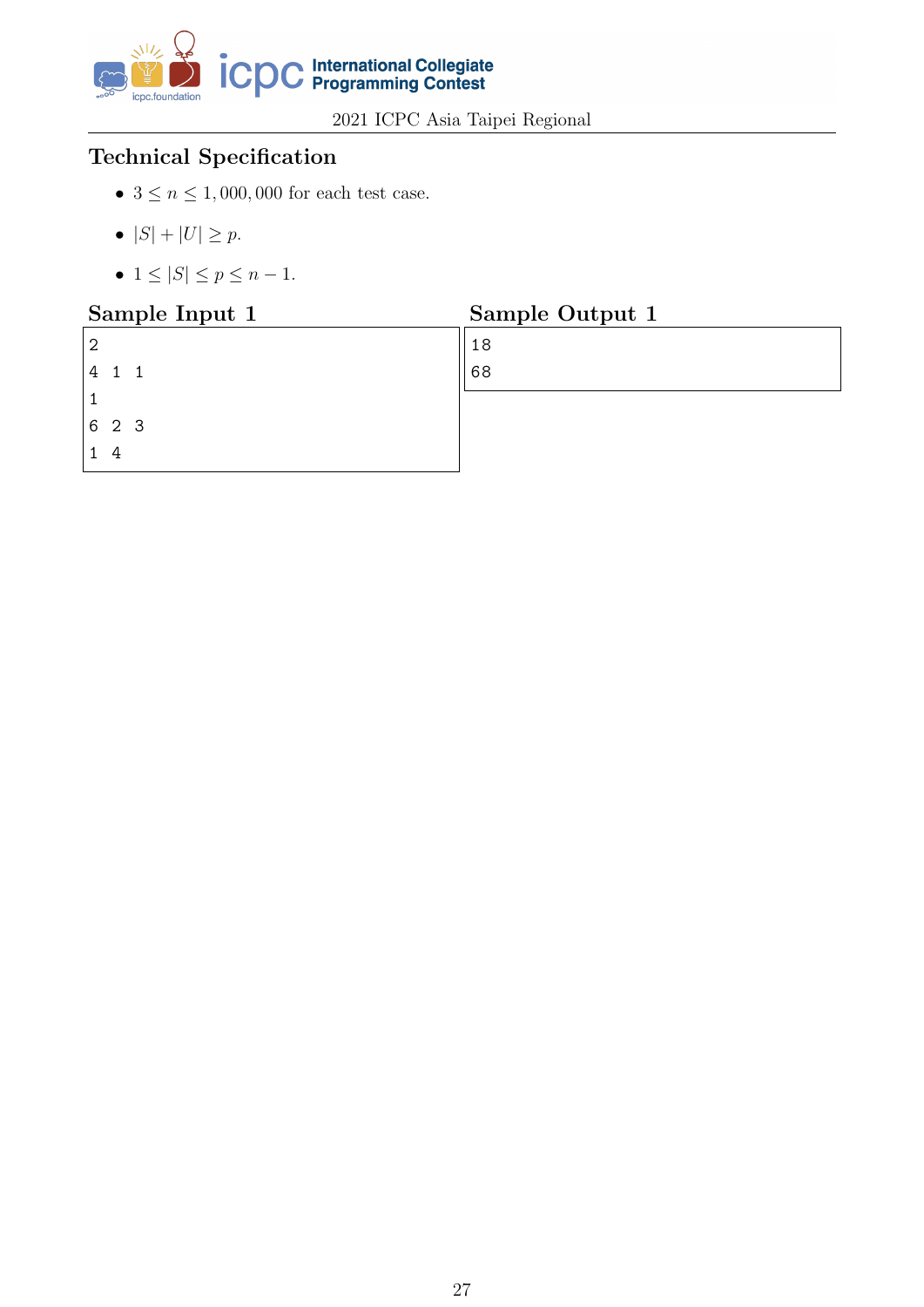### Technical Specification

- $3 \le n \le 1,000,000$ for each test case.
- $|S| + |U| \ge p$.
- $1 \le |S| \le p \le n - 1$.

### Sample Input 1

```
2
4 1 1
1
6 2 3
1 4
```

### Sample Output 1

```
18
68
```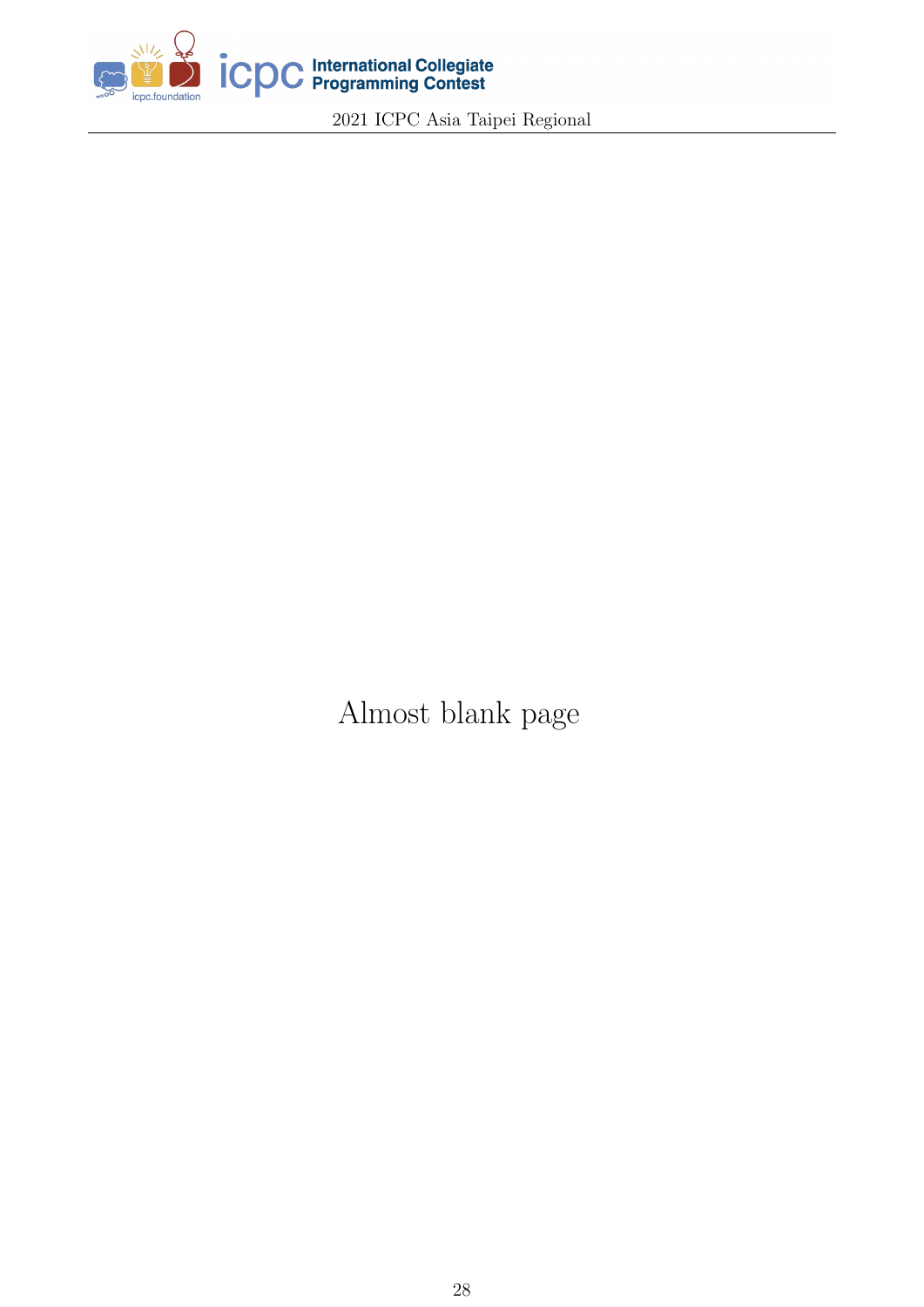Almost blank page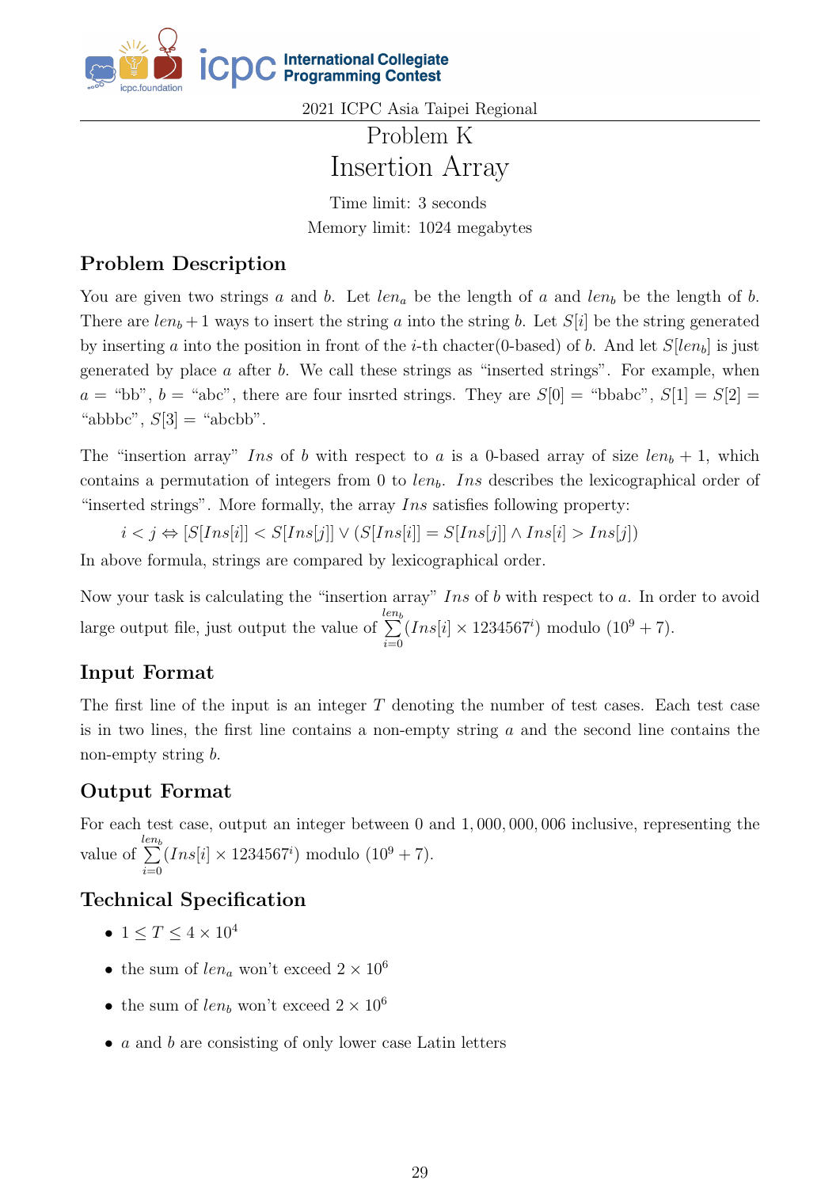# Problem K
# Insertion Array

Time limit: 3 seconds
Memory limit: 1024 megabytes

## Problem Description

You are given two strings $a$ and $b$. Let $len_a$ be the length of $a$ and $len_b$ be the length of $b$. There are $len_b + 1$ ways to insert the string $a$ into the string $b$. Let $S[i]$ be the string generated by inserting $a$ into the position in front of the $i$-th chacter(0-based) of $b$. And let $S[len_b]$ is just generated by place $a$ after $b$. We call these strings as "inserted strings". For example, when $a$ = "bb", $b$ = "abc", there are four insrted strings. They are $S[0]$ = "bbabc", $S[1] = S[2]$ = "abbbc", $S[3]$ = "abcbb".

The "insertion array" $Ins$ of $b$ with respect to $a$ is a 0-based array of size $len_b + 1$, which contains a permutation of integers from 0 to $len_b$. $Ins$ describes the lexicographical order of "inserted strings". More formally, the array $Ins$ satisfies following property:

$$i < j \Leftrightarrow [S[Ins[i]] < S[Ins[j]] \vee (S[Ins[i]] = S[Ins[j]] \wedge Ins[i] > Ins[j])$$

In above formula, strings are compared by lexicographical order.

Now your task is calculating the "insertion array" $Ins$ of $b$ with respect to $a$. In order to avoid large output file, just output the value of $\sum_{i=0}^{len_b}(Ins[i] \times 1234567^i)$ modulo $(10^9 + 7)$.

## Input Format

The first line of the input is an integer $T$ denoting the number of test cases. Each test case is in two lines, the first line contains a non-empty string $a$ and the second line contains the non-empty string $b$.

## Output Format

For each test case, output an integer between 0 and 1,000,000,006 inclusive, representing the value of $\sum_{i=0}^{len_b}(Ins[i] \times 1234567^i)$ modulo $(10^9 + 7)$.

## Technical Specification

- $1 \leq T \leq 4 \times 10^4$
- the sum of $len_a$ won't exceed $2 \times 10^6$
- the sum of $len_b$ won't exceed $2 \times 10^6$
- $a$ and $b$ are consisting of only lower case Latin letters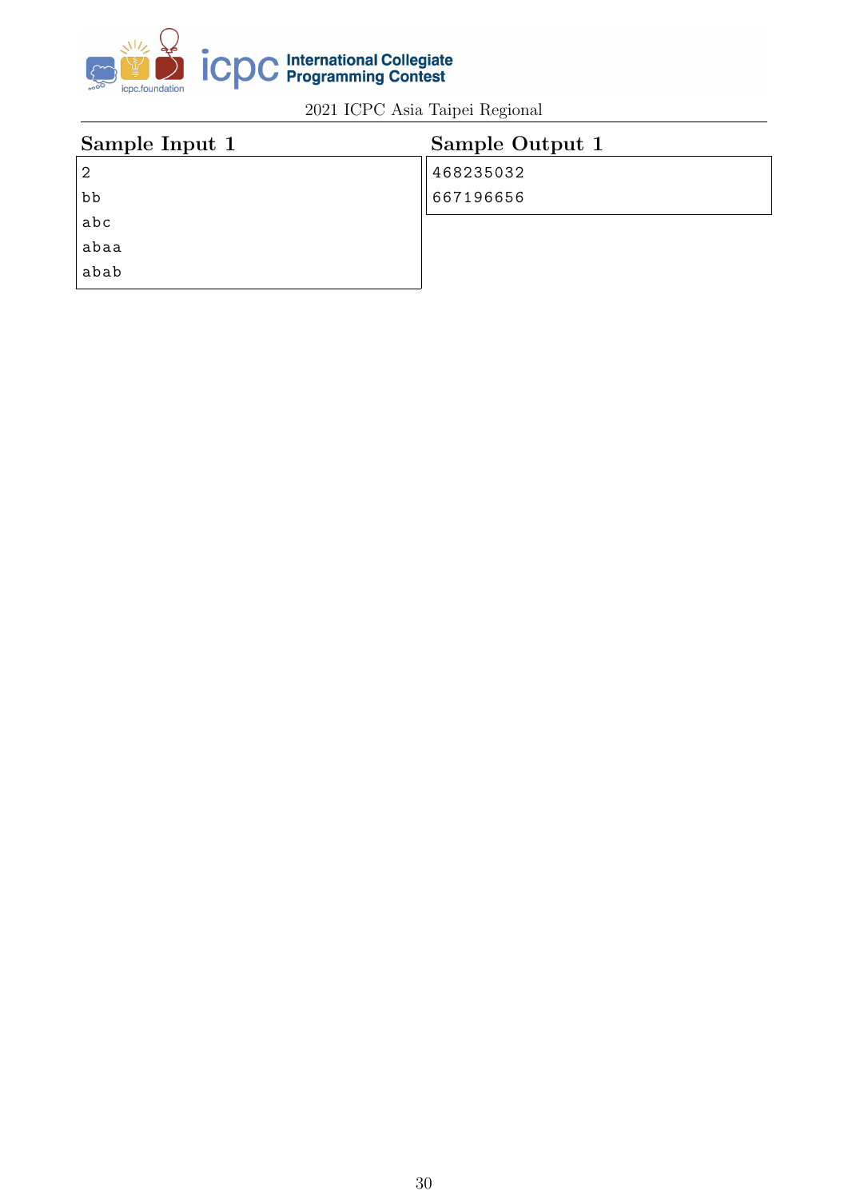## Sample Input 1

```
2
bb
abc
abaa
abab
```

## Sample Output 1

```
468235032
667196656
```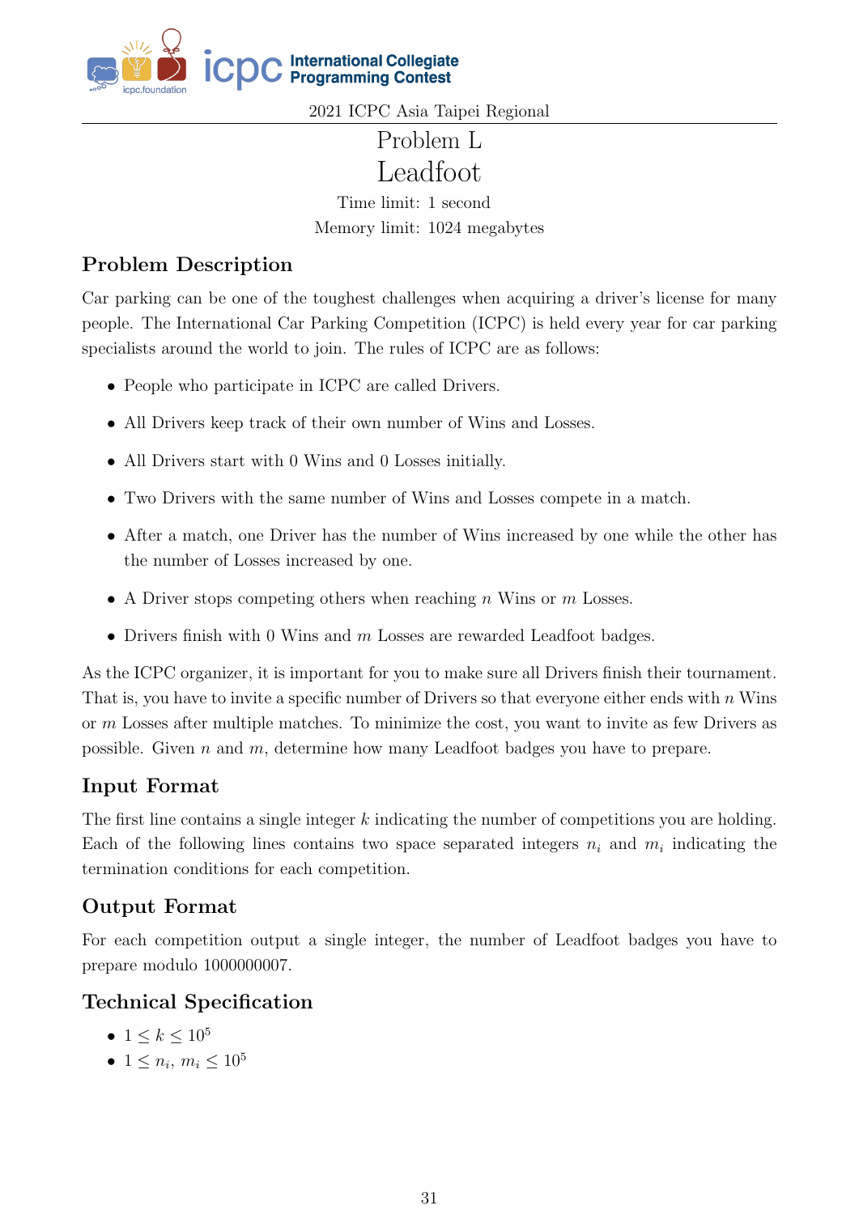# Problem L
# Leadfoot

Time limit: 1 second

Memory limit: 1024 megabytes

## Problem Description

Car parking can be one of the toughest challenges when acquiring a driver's license for many people. The International Car Parking Competition (ICPC) is held every year for car parking specialists around the world to join. The rules of ICPC are as follows:

- People who participate in ICPC are called Drivers.
- All Drivers keep track of their own number of Wins and Losses.
- All Drivers start with 0 Wins and 0 Losses initially.
- Two Drivers with the same number of Wins and Losses compete in a match.
- After a match, one Driver has the number of Wins increased by one while the other has the number of Losses increased by one.
- A Driver stops competing others when reaching $n$ Wins or $m$ Losses.
- Drivers finish with 0 Wins and $m$ Losses are rewarded Leadfoot badges.

As the ICPC organizer, it is important for you to make sure all Drivers finish their tournament. That is, you have to invite a specific number of Drivers so that everyone either ends with $n$ Wins or $m$ Losses after multiple matches. To minimize the cost, you want to invite as few Drivers as possible. Given $n$ and $m$, determine how many Leadfoot badges you have to prepare.

## Input Format

The first line contains a single integer $k$ indicating the number of competitions you are holding. Each of the following lines contains two space separated integers $n_i$ and $m_i$ indicating the termination conditions for each competition.

## Output Format

For each competition output a single integer, the number of Leadfoot badges you have to prepare modulo 1000000007.

## Technical Specification

- $1 \le k \le 10^5$
- $1 \le n_i, m_i \le 10^5$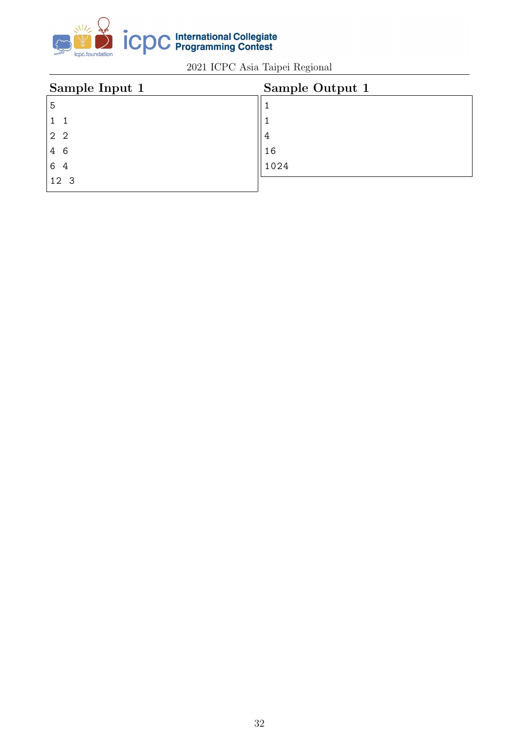## Sample Input 1

```
5
1 1
2 2
4 6
6 4
12 3
```

## Sample Output 1

```
1
1
4
16
1024
```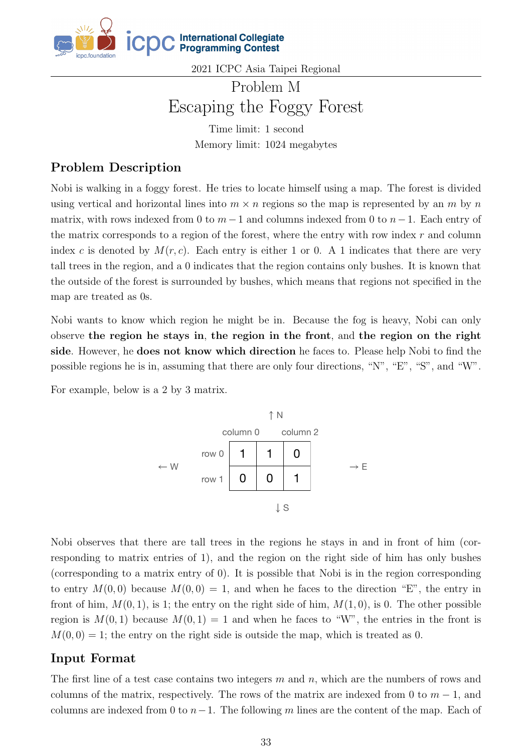2021 ICPC Asia Taipei Regional

# Problem M
## Escaping the Foggy Forest

Time limit: 1 second
Memory limit: 1024 megabytes

## Problem Description

Nobi is walking in a foggy forest. He tries to locate himself using a map. The forest is divided using vertical and horizontal lines into $m \times n$ regions so the map is represented by an $m$ by $n$ matrix, with rows indexed from 0 to $m-1$ and columns indexed from 0 to $n-1$. Each entry of the matrix corresponds to a region of the forest, where the entry with row index $r$ and column index $c$ is denoted by $M(r, c)$. Each entry is either 1 or 0. A 1 indicates that there are very tall trees in the region, and a 0 indicates that the region contains only bushes. It is known that the outside of the forest is surrounded by bushes, which means that regions not specified in the map are treated as 0s.

Nobi wants to know which region he might be in. Because the fog is heavy, Nobi can only observe **the region he stays in**, **the region in the front**, and **the region on the right side**. However, he **does not know which direction** he faces to. Please help Nobi to find the possible regions he is in, assuming that there are only four directions, "N", "E", "S", and "W".

For example, below is a 2 by 3 matrix.

↑ N

← W

→ E

↓ S

| | column 0 | | column 2 |
|---|---|---|---|
| row 0 | 1 | 1 | 0 |
| row 1 | 0 | 0 | 1 |

Nobi observes that there are tall trees in the regions he stays in and in front of him (corresponding to matrix entries of 1), and the region on the right side of him has only bushes (corresponding to a matrix entry of 0). It is possible that Nobi is in the region corresponding to entry $M(0, 0)$ because $M(0, 0) = 1$, and when he faces to the direction "E", the entry in front of him, $M(0, 1)$, is 1; the entry on the right side of him, $M(1, 0)$, is 0. The other possible region is $M(0, 1)$ because $M(0, 1) = 1$ and when he faces to "W", the entries in the front is $M(0, 0) = 1$; the entry on the right side is outside the map, which is treated as 0.

## Input Format

The first line of a test case contains two integers $m$ and $n$, which are the numbers of rows and columns of the matrix, respectively. The rows of the matrix are indexed from 0 to $m-1$, and columns are indexed from 0 to $n-1$. The following $m$ lines are the content of the map. Each of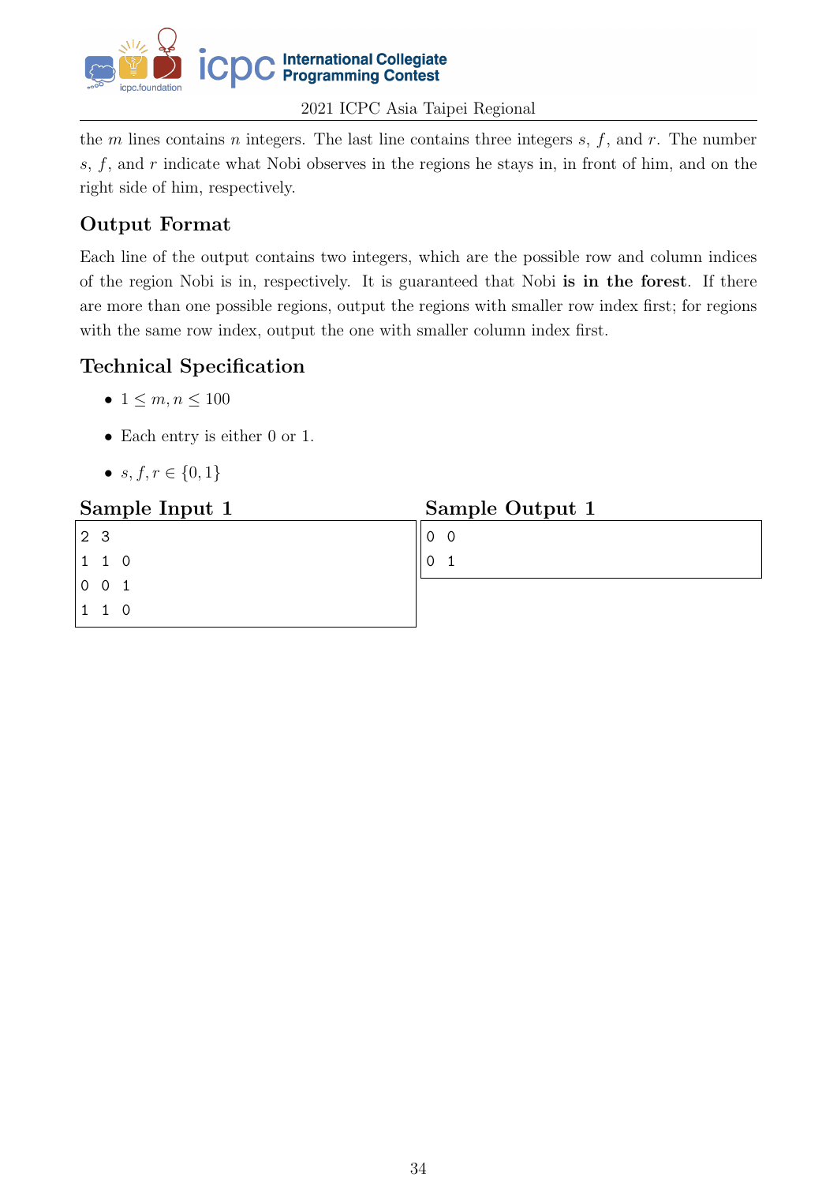the $m$ lines contains $n$ integers. The last line contains three integers $s$, $f$, and $r$. The number $s$, $f$, and $r$ indicate what Nobi observes in the regions he stays in, in front of him, and on the right side of him, respectively.

## Output Format

Each line of the output contains two integers, which are the possible row and column indices of the region Nobi is in, respectively. It is guaranteed that Nobi **is in the forest**. If there are more than one possible regions, output the regions with smaller row index first; for regions with the same row index, output the one with smaller column index first.

## Technical Specification

- $1 \leq m, n \leq 100$
- Each entry is either 0 or 1.
- $s, f, r \in \{0, 1\}$

## Sample Input 1

```
2 3
1 1 0
0 0 1
1 1 0
```

## Sample Output 1

```
0 0
0 1
```